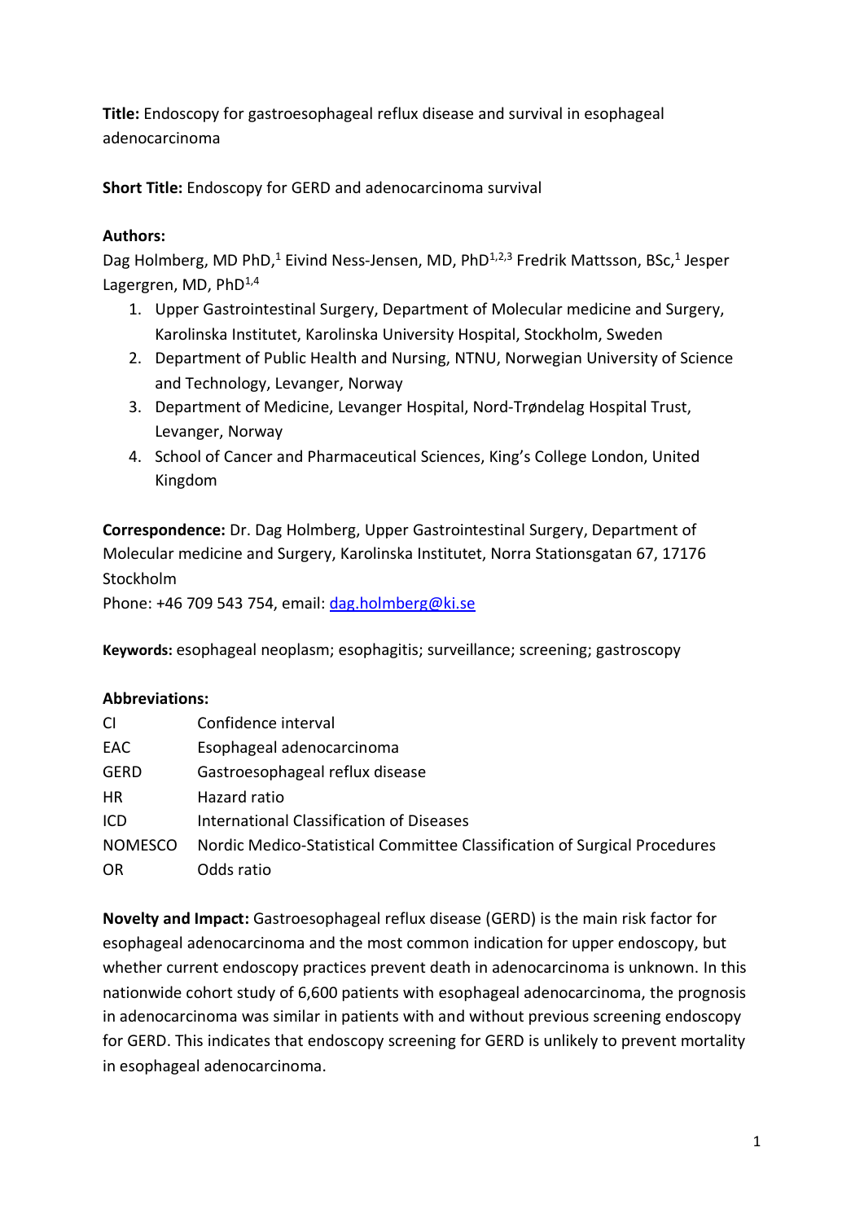**Title:** Endoscopy for gastroesophageal reflux disease and survival in esophageal adenocarcinoma

**Short Title:** Endoscopy for GERD and adenocarcinoma survival

**Authors:**

Dag Holmberg, MD PhD,[1] Eivind Ness-Jensen, MD, PhD[1,2,3] Fredrik Mattsson, BSc,[1] Jesper Lagergren, MD, PhD[1,4]

1. Upper Gastrointestinal Surgery, Department of Molecular medicine and Surgery, Karolinska Institutet, Karolinska University Hospital, Stockholm, Sweden
2. Department of Public Health and Nursing, NTNU, Norwegian University of Science and Technology, Levanger, Norway
3. Department of Medicine, Levanger Hospital, Nord-Trøndelag Hospital Trust, Levanger, Norway
4. School of Cancer and Pharmaceutical Sciences, King's College London, United Kingdom

**Correspondence:** Dr. Dag Holmberg, Upper Gastrointestinal Surgery, Department of Molecular medicine and Surgery, Karolinska Institutet, Norra Stationsgatan 67, 17176 Stockholm

Phone: +46 709 543 754, email: dag.holmberg@ki.se

**Keywords:** esophageal neoplasm; esophagitis; surveillance; screening; gastroscopy

**Abbreviations:**

| | |
|---|---|
| CI | Confidence interval |
| EAC | Esophageal adenocarcinoma |
| GERD | Gastroesophageal reflux disease |
| HR | Hazard ratio |
| ICD | International Classification of Diseases |
| NOMESCO | Nordic Medico-Statistical Committee Classification of Surgical Procedures |
| OR | Odds ratio |

**Novelty and Impact:** Gastroesophageal reflux disease (GERD) is the main risk factor for esophageal adenocarcinoma and the most common indication for upper endoscopy, but whether current endoscopy practices prevent death in adenocarcinoma is unknown. In this nationwide cohort study of 6,600 patients with esophageal adenocarcinoma, the prognosis in adenocarcinoma was similar in patients with and without previous screening endoscopy for GERD. This indicates that endoscopy screening for GERD is unlikely to prevent mortality in esophageal adenocarcinoma.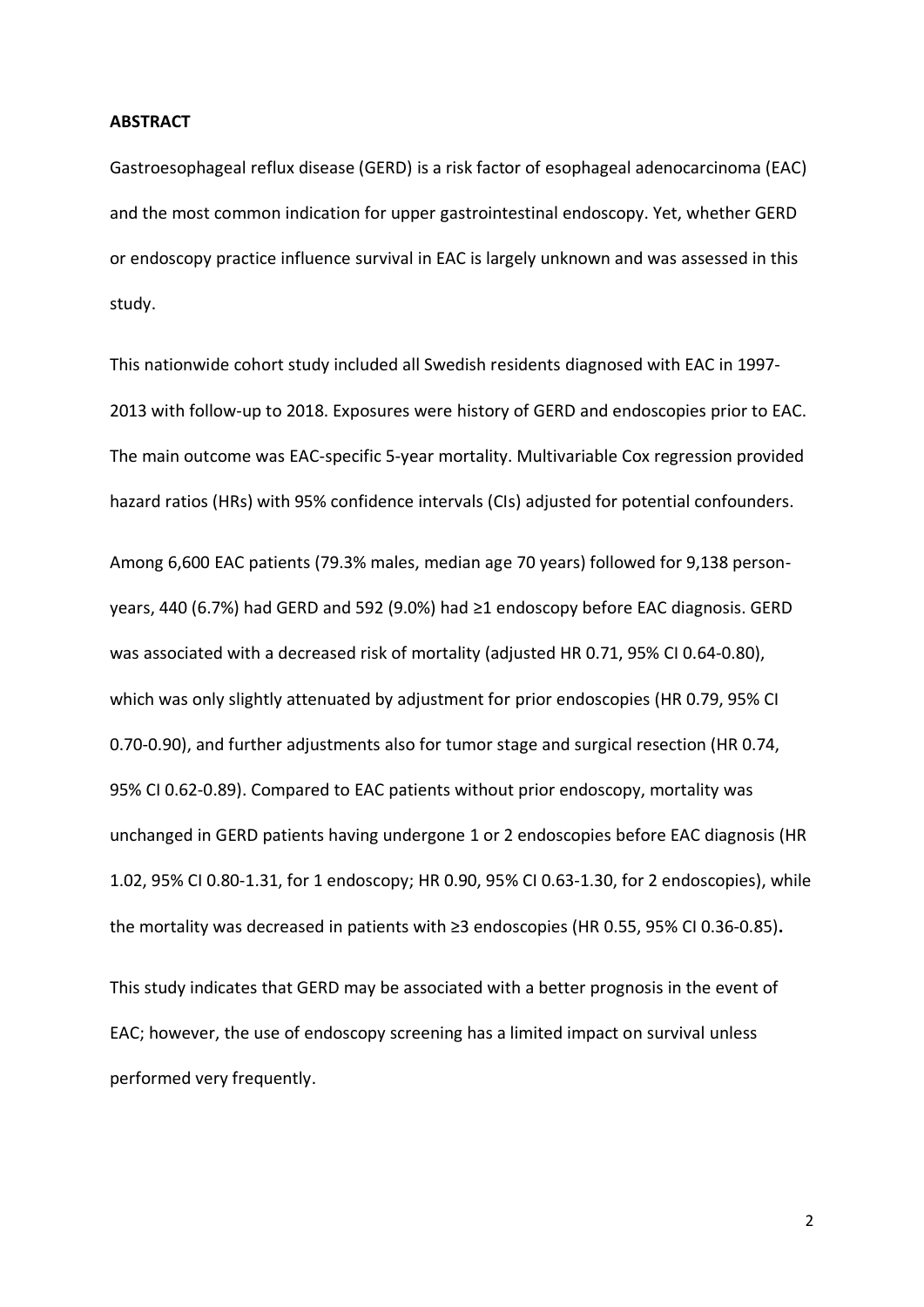**ABSTRACT**

Gastroesophageal reflux disease (GERD) is a risk factor of esophageal adenocarcinoma (EAC) and the most common indication for upper gastrointestinal endoscopy. Yet, whether GERD or endoscopy practice influence survival in EAC is largely unknown and was assessed in this study.

This nationwide cohort study included all Swedish residents diagnosed with EAC in 1997-2013 with follow-up to 2018. Exposures were history of GERD and endoscopies prior to EAC. The main outcome was EAC-specific 5-year mortality. Multivariable Cox regression provided hazard ratios (HRs) with 95% confidence intervals (CIs) adjusted for potential confounders.

Among 6,600 EAC patients (79.3% males, median age 70 years) followed for 9,138 person-years, 440 (6.7%) had GERD and 592 (9.0%) had ≥1 endoscopy before EAC diagnosis. GERD was associated with a decreased risk of mortality (adjusted HR 0.71, 95% CI 0.64-0.80), which was only slightly attenuated by adjustment for prior endoscopies (HR 0.79, 95% CI 0.70-0.90), and further adjustments also for tumor stage and surgical resection (HR 0.74, 95% CI 0.62-0.89). Compared to EAC patients without prior endoscopy, mortality was unchanged in GERD patients having undergone 1 or 2 endoscopies before EAC diagnosis (HR 1.02, 95% CI 0.80-1.31, for 1 endoscopy; HR 0.90, 95% CI 0.63-1.30, for 2 endoscopies), while the mortality was decreased in patients with ≥3 endoscopies (HR 0.55, 95% CI 0.36-0.85)**.**

This study indicates that GERD may be associated with a better prognosis in the event of EAC; however, the use of endoscopy screening has a limited impact on survival unless performed very frequently.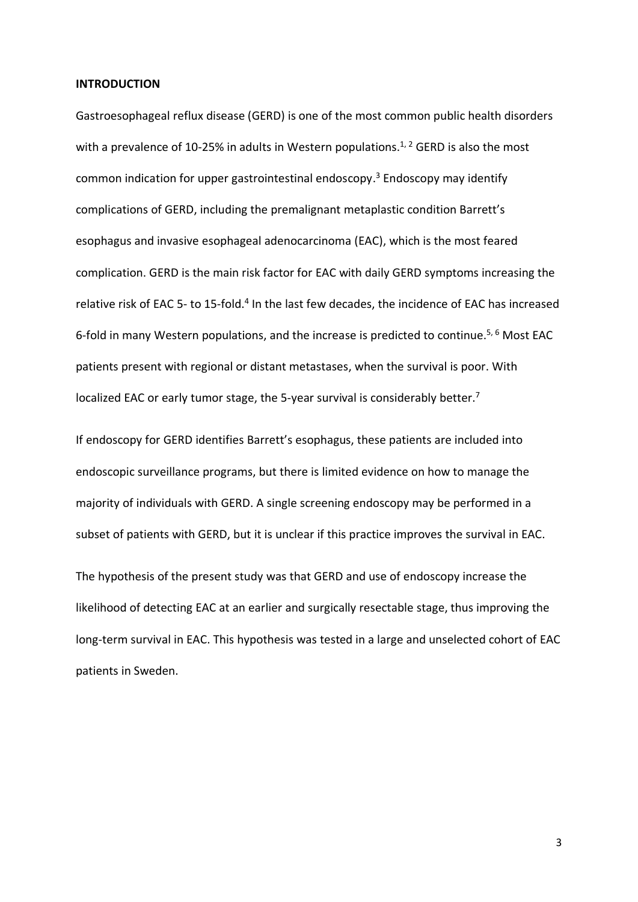## INTRODUCTION

Gastroesophageal reflux disease (GERD) is one of the most common public health disorders with a prevalence of 10-25% in adults in Western populations.[1, 2] GERD is also the most common indication for upper gastrointestinal endoscopy.[3] Endoscopy may identify complications of GERD, including the premalignant metaplastic condition Barrett's esophagus and invasive esophageal adenocarcinoma (EAC), which is the most feared complication. GERD is the main risk factor for EAC with daily GERD symptoms increasing the relative risk of EAC 5- to 15-fold.[4] In the last few decades, the incidence of EAC has increased 6-fold in many Western populations, and the increase is predicted to continue.[5, 6] Most EAC patients present with regional or distant metastases, when the survival is poor. With localized EAC or early tumor stage, the 5-year survival is considerably better.[7]

If endoscopy for GERD identifies Barrett's esophagus, these patients are included into endoscopic surveillance programs, but there is limited evidence on how to manage the majority of individuals with GERD. A single screening endoscopy may be performed in a subset of patients with GERD, but it is unclear if this practice improves the survival in EAC.

The hypothesis of the present study was that GERD and use of endoscopy increase the likelihood of detecting EAC at an earlier and surgically resectable stage, thus improving the long-term survival in EAC. This hypothesis was tested in a large and unselected cohort of EAC patients in Sweden.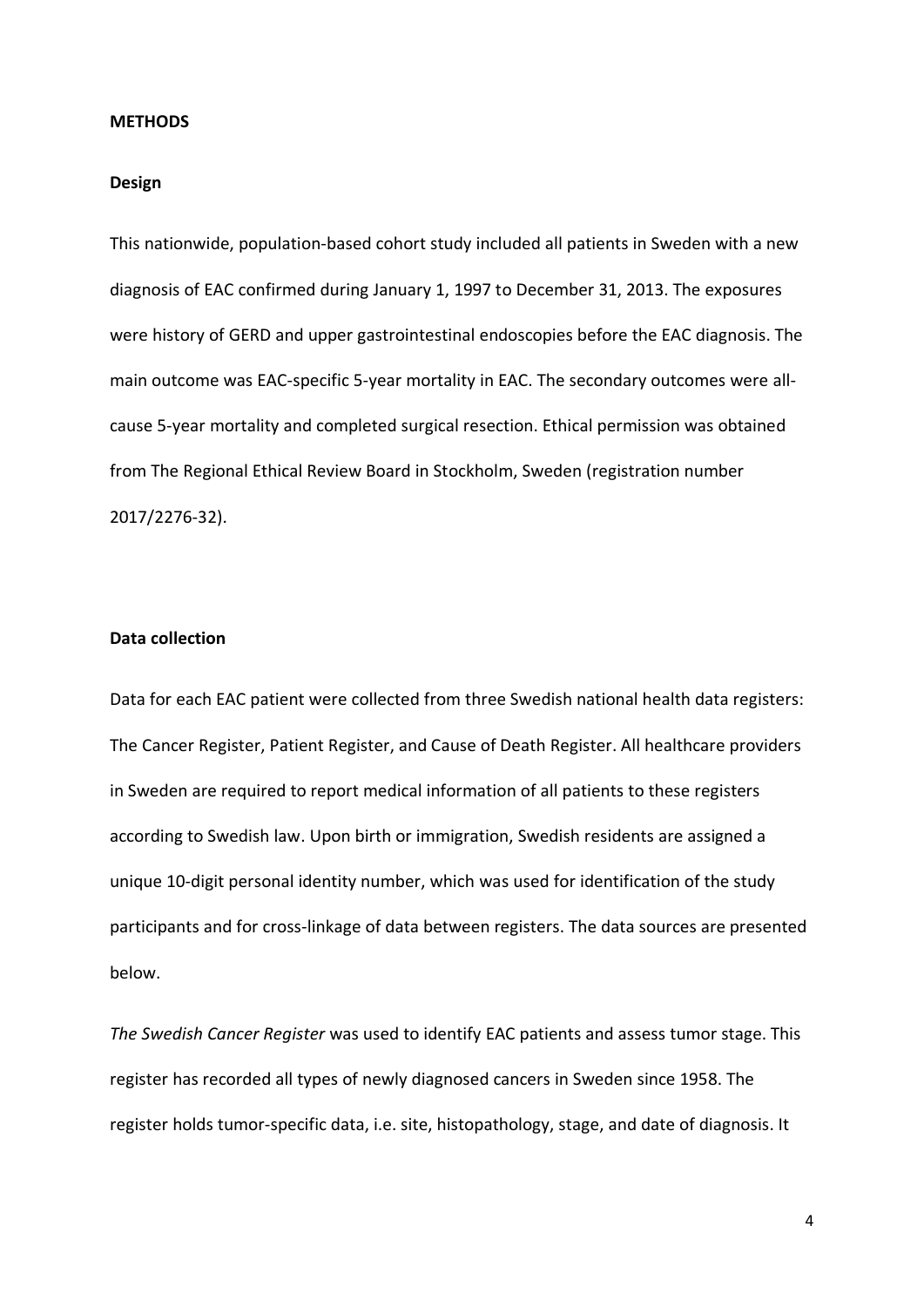## METHODS

### Design

This nationwide, population-based cohort study included all patients in Sweden with a new diagnosis of EAC confirmed during January 1, 1997 to December 31, 2013. The exposures were history of GERD and upper gastrointestinal endoscopies before the EAC diagnosis. The main outcome was EAC-specific 5-year mortality in EAC. The secondary outcomes were all-cause 5-year mortality and completed surgical resection. Ethical permission was obtained from The Regional Ethical Review Board in Stockholm, Sweden (registration number 2017/2276-32).

### Data collection

Data for each EAC patient were collected from three Swedish national health data registers: The Cancer Register, Patient Register, and Cause of Death Register. All healthcare providers in Sweden are required to report medical information of all patients to these registers according to Swedish law. Upon birth or immigration, Swedish residents are assigned a unique 10-digit personal identity number, which was used for identification of the study participants and for cross-linkage of data between registers. The data sources are presented below.

*The Swedish Cancer Register* was used to identify EAC patients and assess tumor stage. This register has recorded all types of newly diagnosed cancers in Sweden since 1958. The register holds tumor-specific data, i.e. site, histopathology, stage, and date of diagnosis. It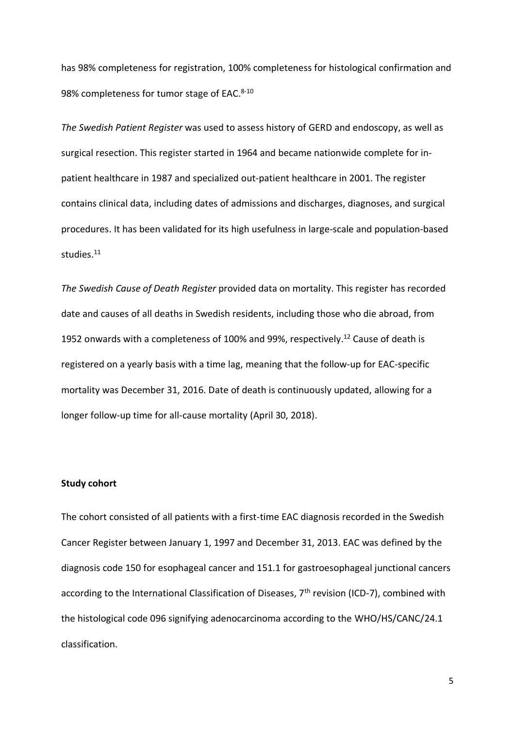has 98% completeness for registration, 100% completeness for histological confirmation and 98% completeness for tumor stage of EAC.[8-10]

*The Swedish Patient Register* was used to assess history of GERD and endoscopy, as well as surgical resection. This register started in 1964 and became nationwide complete for in-patient healthcare in 1987 and specialized out-patient healthcare in 2001. The register contains clinical data, including dates of admissions and discharges, diagnoses, and surgical procedures. It has been validated for its high usefulness in large-scale and population-based studies.[11]

*The Swedish Cause of Death Register* provided data on mortality. This register has recorded date and causes of all deaths in Swedish residents, including those who die abroad, from 1952 onwards with a completeness of 100% and 99%, respectively.[12] Cause of death is registered on a yearly basis with a time lag, meaning that the follow-up for EAC-specific mortality was December 31, 2016. Date of death is continuously updated, allowing for a longer follow-up time for all-cause mortality (April 30, 2018).

**Study cohort**

The cohort consisted of all patients with a first-time EAC diagnosis recorded in the Swedish Cancer Register between January 1, 1997 and December 31, 2013. EAC was defined by the diagnosis code 150 for esophageal cancer and 151.1 for gastroesophageal junctional cancers according to the International Classification of Diseases, 7th revision (ICD-7), combined with the histological code 096 signifying adenocarcinoma according to the WHO/HS/CANC/24.1 classification.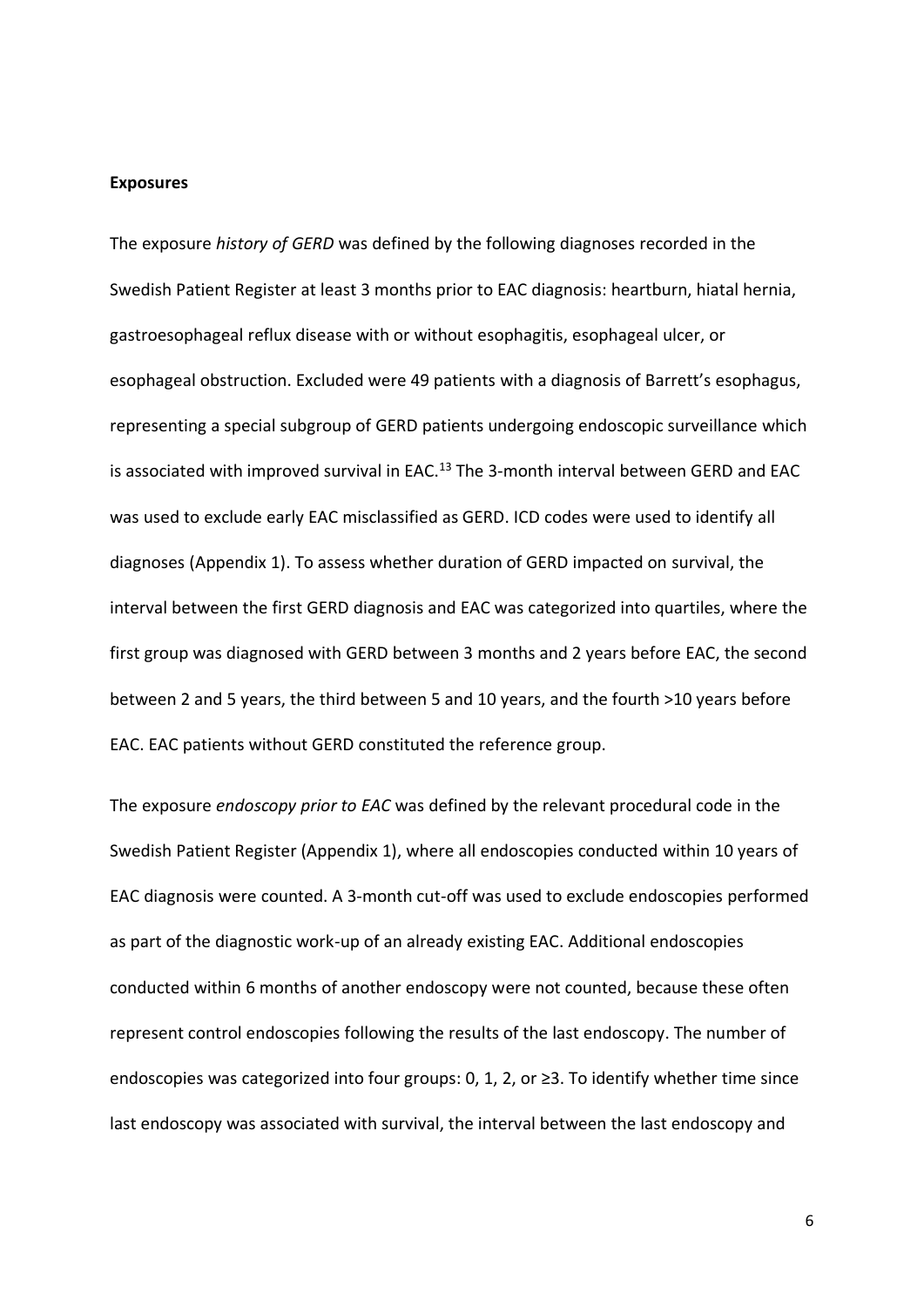**Exposures**

The exposure *history of GERD* was defined by the following diagnoses recorded in the Swedish Patient Register at least 3 months prior to EAC diagnosis: heartburn, hiatal hernia, gastroesophageal reflux disease with or without esophagitis, esophageal ulcer, or esophageal obstruction. Excluded were 49 patients with a diagnosis of Barrett's esophagus, representing a special subgroup of GERD patients undergoing endoscopic surveillance which is associated with improved survival in EAC.[13] The 3-month interval between GERD and EAC was used to exclude early EAC misclassified as GERD. ICD codes were used to identify all diagnoses (Appendix 1). To assess whether duration of GERD impacted on survival, the interval between the first GERD diagnosis and EAC was categorized into quartiles, where the first group was diagnosed with GERD between 3 months and 2 years before EAC, the second between 2 and 5 years, the third between 5 and 10 years, and the fourth >10 years before EAC. EAC patients without GERD constituted the reference group.

The exposure *endoscopy prior to EAC* was defined by the relevant procedural code in the Swedish Patient Register (Appendix 1), where all endoscopies conducted within 10 years of EAC diagnosis were counted. A 3-month cut-off was used to exclude endoscopies performed as part of the diagnostic work-up of an already existing EAC. Additional endoscopies conducted within 6 months of another endoscopy were not counted, because these often represent control endoscopies following the results of the last endoscopy. The number of endoscopies was categorized into four groups: 0, 1, 2, or ≥3. To identify whether time since last endoscopy was associated with survival, the interval between the last endoscopy and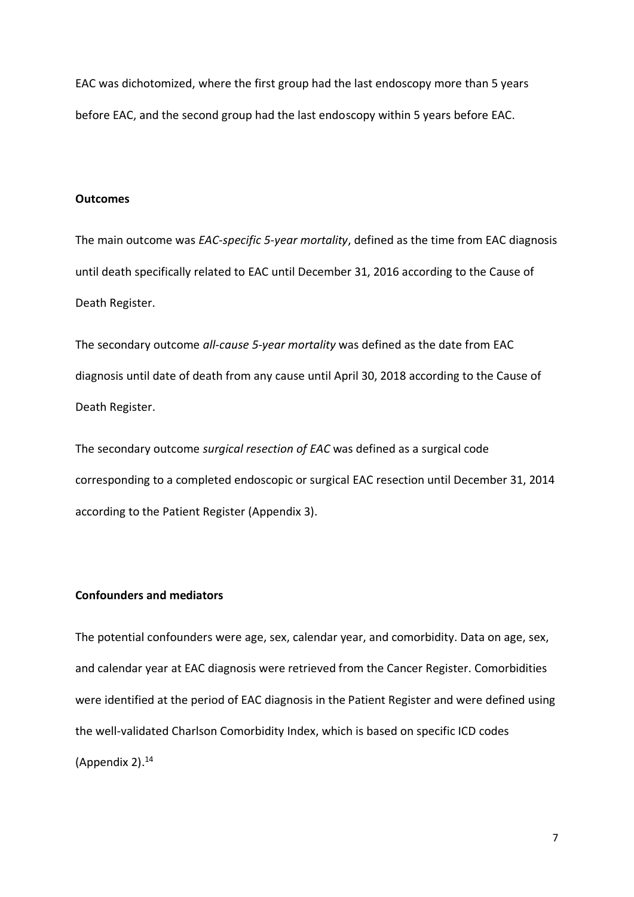EAC was dichotomized, where the first group had the last endoscopy more than 5 years before EAC, and the second group had the last endoscopy within 5 years before EAC.

**Outcomes**

The main outcome was *EAC-specific 5-year mortality*, defined as the time from EAC diagnosis until death specifically related to EAC until December 31, 2016 according to the Cause of Death Register.

The secondary outcome *all-cause 5-year mortality* was defined as the date from EAC diagnosis until date of death from any cause until April 30, 2018 according to the Cause of Death Register.

The secondary outcome *surgical resection of EAC* was defined as a surgical code corresponding to a completed endoscopic or surgical EAC resection until December 31, 2014 according to the Patient Register (Appendix 3).

**Confounders and mediators**

The potential confounders were age, sex, calendar year, and comorbidity. Data on age, sex, and calendar year at EAC diagnosis were retrieved from the Cancer Register. Comorbidities were identified at the period of EAC diagnosis in the Patient Register and were defined using the well-validated Charlson Comorbidity Index, which is based on specific ICD codes (Appendix 2).[14]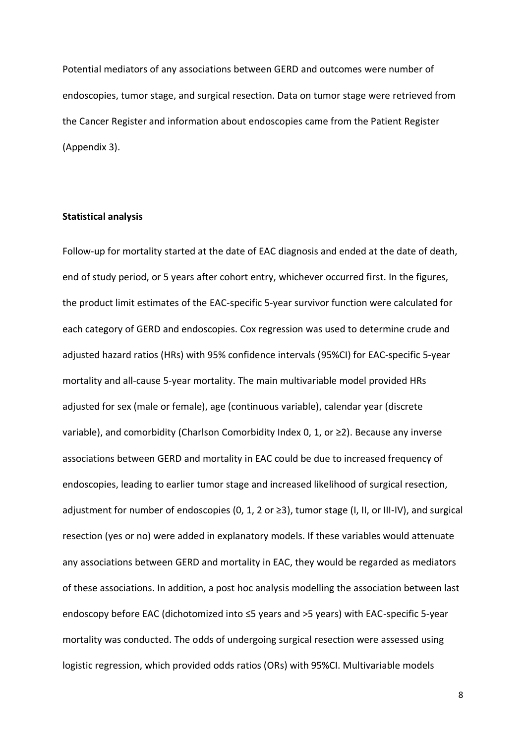Potential mediators of any associations between GERD and outcomes were number of endoscopies, tumor stage, and surgical resection. Data on tumor stage were retrieved from the Cancer Register and information about endoscopies came from the Patient Register (Appendix 3).

**Statistical analysis**

Follow-up for mortality started at the date of EAC diagnosis and ended at the date of death, end of study period, or 5 years after cohort entry, whichever occurred first. In the figures, the product limit estimates of the EAC-specific 5-year survivor function were calculated for each category of GERD and endoscopies. Cox regression was used to determine crude and adjusted hazard ratios (HRs) with 95% confidence intervals (95%CI) for EAC-specific 5-year mortality and all-cause 5-year mortality. The main multivariable model provided HRs adjusted for sex (male or female), age (continuous variable), calendar year (discrete variable), and comorbidity (Charlson Comorbidity Index 0, 1, or ≥2). Because any inverse associations between GERD and mortality in EAC could be due to increased frequency of endoscopies, leading to earlier tumor stage and increased likelihood of surgical resection, adjustment for number of endoscopies (0, 1, 2 or ≥3), tumor stage (I, II, or III-IV), and surgical resection (yes or no) were added in explanatory models. If these variables would attenuate any associations between GERD and mortality in EAC, they would be regarded as mediators of these associations. In addition, a post hoc analysis modelling the association between last endoscopy before EAC (dichotomized into ≤5 years and >5 years) with EAC-specific 5-year mortality was conducted. The odds of undergoing surgical resection were assessed using logistic regression, which provided odds ratios (ORs) with 95%CI. Multivariable models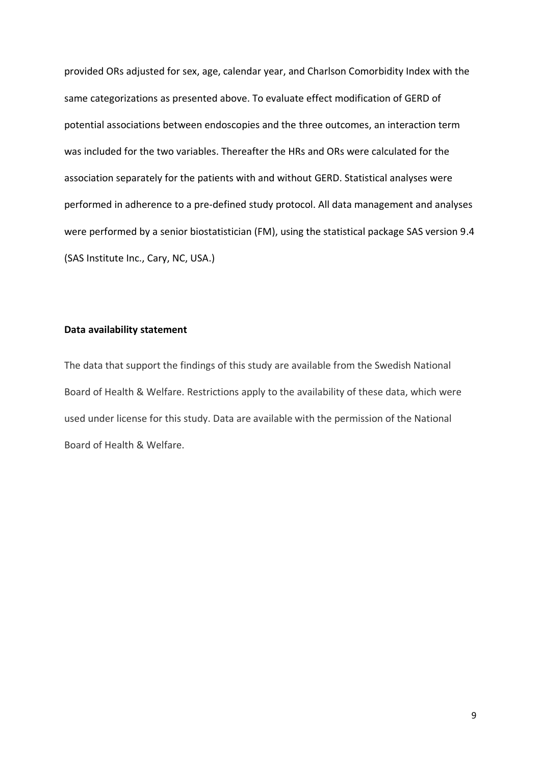provided ORs adjusted for sex, age, calendar year, and Charlson Comorbidity Index with the same categorizations as presented above. To evaluate effect modification of GERD of potential associations between endoscopies and the three outcomes, an interaction term was included for the two variables. Thereafter the HRs and ORs were calculated for the association separately for the patients with and without GERD. Statistical analyses were performed in adherence to a pre-defined study protocol. All data management and analyses were performed by a senior biostatistician (FM), using the statistical package SAS version 9.4 (SAS Institute Inc., Cary, NC, USA.)

**Data availability statement**

The data that support the findings of this study are available from the Swedish National Board of Health & Welfare. Restrictions apply to the availability of these data, which were used under license for this study. Data are available with the permission of the National Board of Health & Welfare.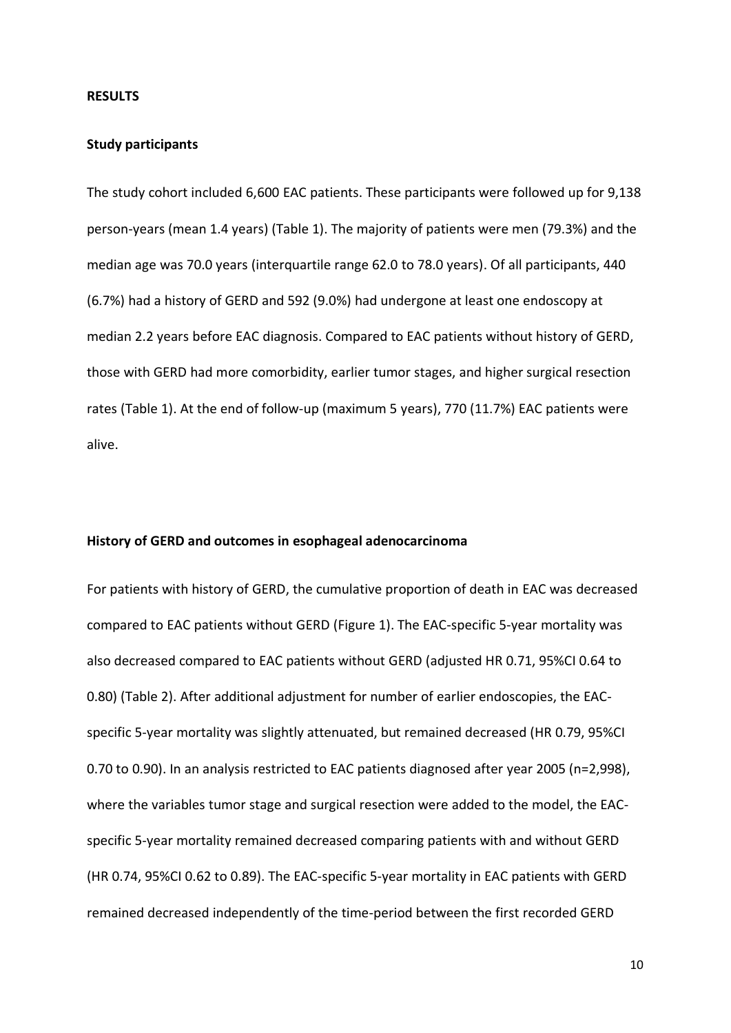## RESULTS

### Study participants

The study cohort included 6,600 EAC patients. These participants were followed up for 9,138 person-years (mean 1.4 years) (Table 1). The majority of patients were men (79.3%) and the median age was 70.0 years (interquartile range 62.0 to 78.0 years). Of all participants, 440 (6.7%) had a history of GERD and 592 (9.0%) had undergone at least one endoscopy at median 2.2 years before EAC diagnosis. Compared to EAC patients without history of GERD, those with GERD had more comorbidity, earlier tumor stages, and higher surgical resection rates (Table 1). At the end of follow-up (maximum 5 years), 770 (11.7%) EAC patients were alive.

### History of GERD and outcomes in esophageal adenocarcinoma

For patients with history of GERD, the cumulative proportion of death in EAC was decreased compared to EAC patients without GERD (Figure 1). The EAC-specific 5-year mortality was also decreased compared to EAC patients without GERD (adjusted HR 0.71, 95%CI 0.64 to 0.80) (Table 2). After additional adjustment for number of earlier endoscopies, the EAC-specific 5-year mortality was slightly attenuated, but remained decreased (HR 0.79, 95%CI 0.70 to 0.90). In an analysis restricted to EAC patients diagnosed after year 2005 (n=2,998), where the variables tumor stage and surgical resection were added to the model, the EAC-specific 5-year mortality remained decreased comparing patients with and without GERD (HR 0.74, 95%CI 0.62 to 0.89). The EAC-specific 5-year mortality in EAC patients with GERD remained decreased independently of the time-period between the first recorded GERD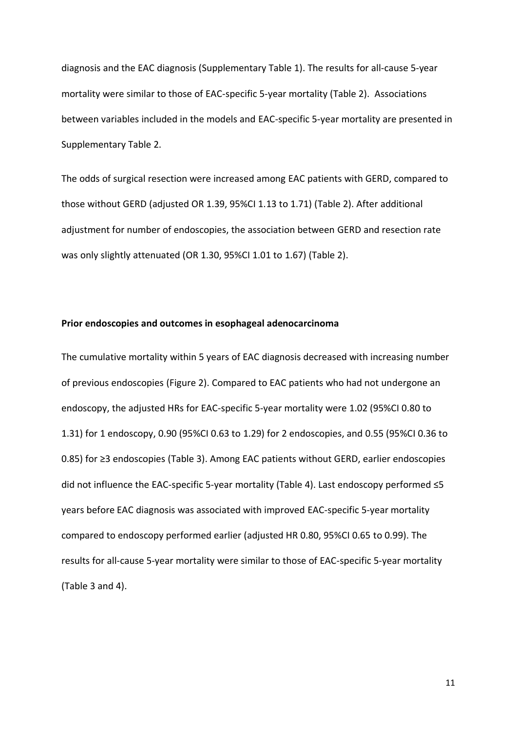diagnosis and the EAC diagnosis (Supplementary Table 1). The results for all-cause 5-year mortality were similar to those of EAC-specific 5-year mortality (Table 2). Associations between variables included in the models and EAC-specific 5-year mortality are presented in Supplementary Table 2.

The odds of surgical resection were increased among EAC patients with GERD, compared to those without GERD (adjusted OR 1.39, 95%CI 1.13 to 1.71) (Table 2). After additional adjustment for number of endoscopies, the association between GERD and resection rate was only slightly attenuated (OR 1.30, 95%CI 1.01 to 1.67) (Table 2).

**Prior endoscopies and outcomes in esophageal adenocarcinoma**

The cumulative mortality within 5 years of EAC diagnosis decreased with increasing number of previous endoscopies (Figure 2). Compared to EAC patients who had not undergone an endoscopy, the adjusted HRs for EAC-specific 5-year mortality were 1.02 (95%CI 0.80 to 1.31) for 1 endoscopy, 0.90 (95%CI 0.63 to 1.29) for 2 endoscopies, and 0.55 (95%CI 0.36 to 0.85) for ≥3 endoscopies (Table 3). Among EAC patients without GERD, earlier endoscopies did not influence the EAC-specific 5-year mortality (Table 4). Last endoscopy performed ≤5 years before EAC diagnosis was associated with improved EAC-specific 5-year mortality compared to endoscopy performed earlier (adjusted HR 0.80, 95%CI 0.65 to 0.99). The results for all-cause 5-year mortality were similar to those of EAC-specific 5-year mortality (Table 3 and 4).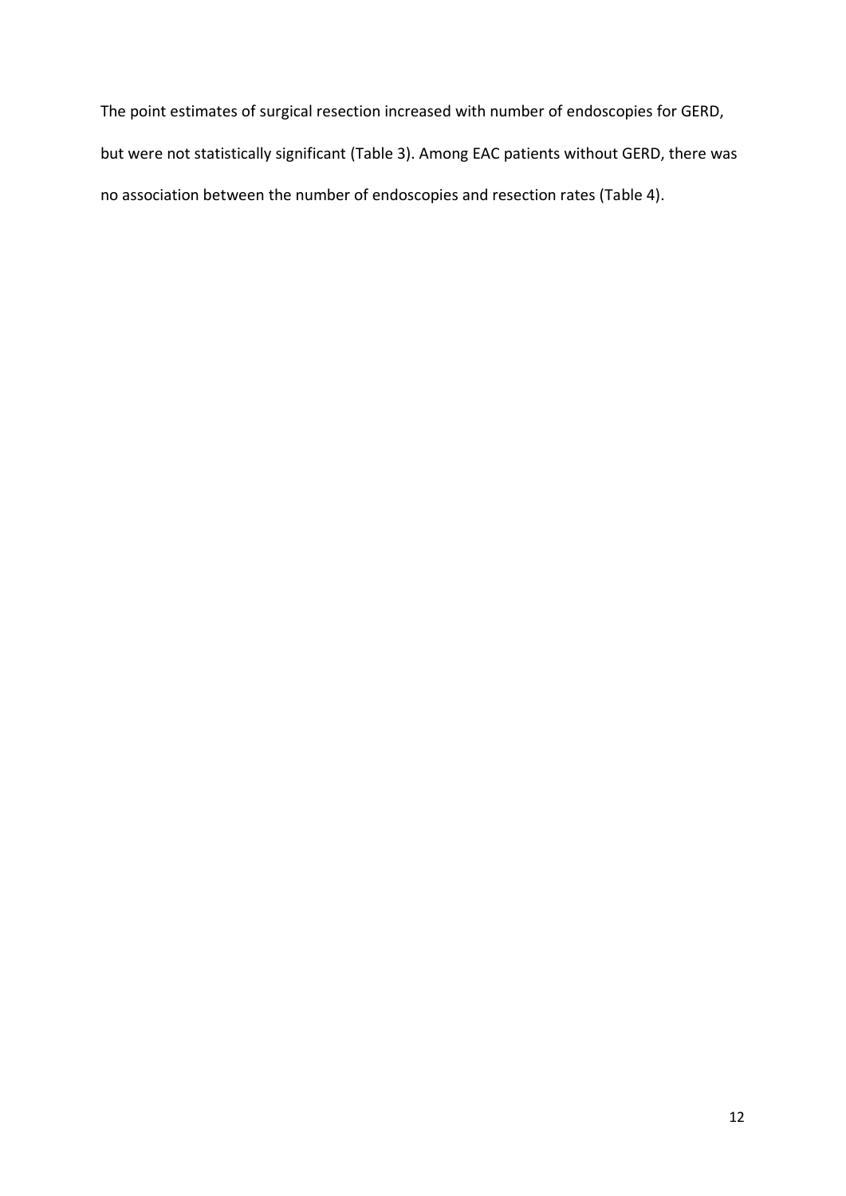The point estimates of surgical resection increased with number of endoscopies for GERD, but were not statistically significant (Table 3). Among EAC patients without GERD, there was no association between the number of endoscopies and resection rates (Table 4).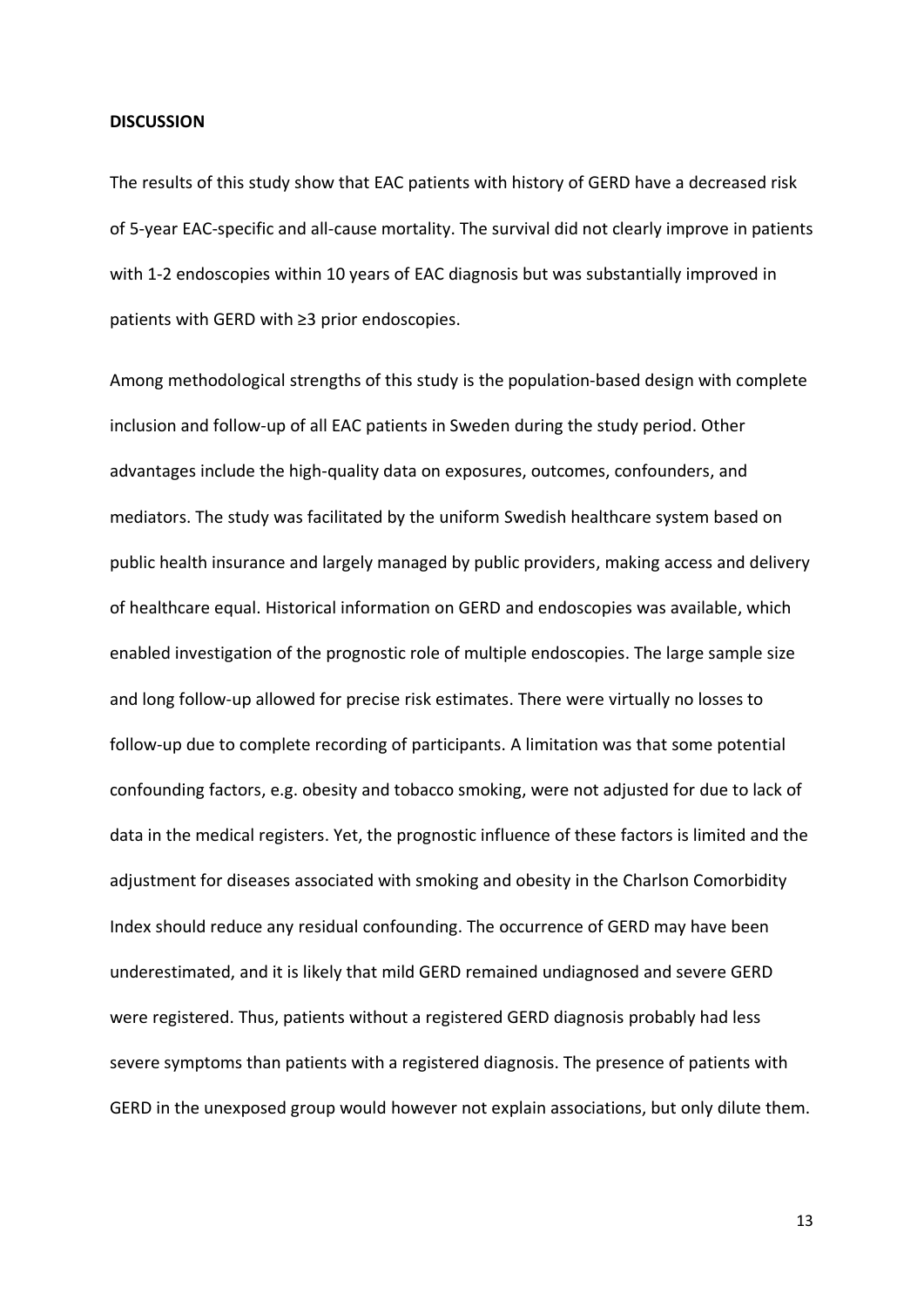**DISCUSSION**

The results of this study show that EAC patients with history of GERD have a decreased risk of 5-year EAC-specific and all-cause mortality. The survival did not clearly improve in patients with 1-2 endoscopies within 10 years of EAC diagnosis but was substantially improved in patients with GERD with ≥3 prior endoscopies.

Among methodological strengths of this study is the population-based design with complete inclusion and follow-up of all EAC patients in Sweden during the study period. Other advantages include the high-quality data on exposures, outcomes, confounders, and mediators. The study was facilitated by the uniform Swedish healthcare system based on public health insurance and largely managed by public providers, making access and delivery of healthcare equal. Historical information on GERD and endoscopies was available, which enabled investigation of the prognostic role of multiple endoscopies. The large sample size and long follow-up allowed for precise risk estimates. There were virtually no losses to follow-up due to complete recording of participants. A limitation was that some potential confounding factors, e.g. obesity and tobacco smoking, were not adjusted for due to lack of data in the medical registers. Yet, the prognostic influence of these factors is limited and the adjustment for diseases associated with smoking and obesity in the Charlson Comorbidity Index should reduce any residual confounding. The occurrence of GERD may have been underestimated, and it is likely that mild GERD remained undiagnosed and severe GERD were registered. Thus, patients without a registered GERD diagnosis probably had less severe symptoms than patients with a registered diagnosis. The presence of patients with GERD in the unexposed group would however not explain associations, but only dilute them.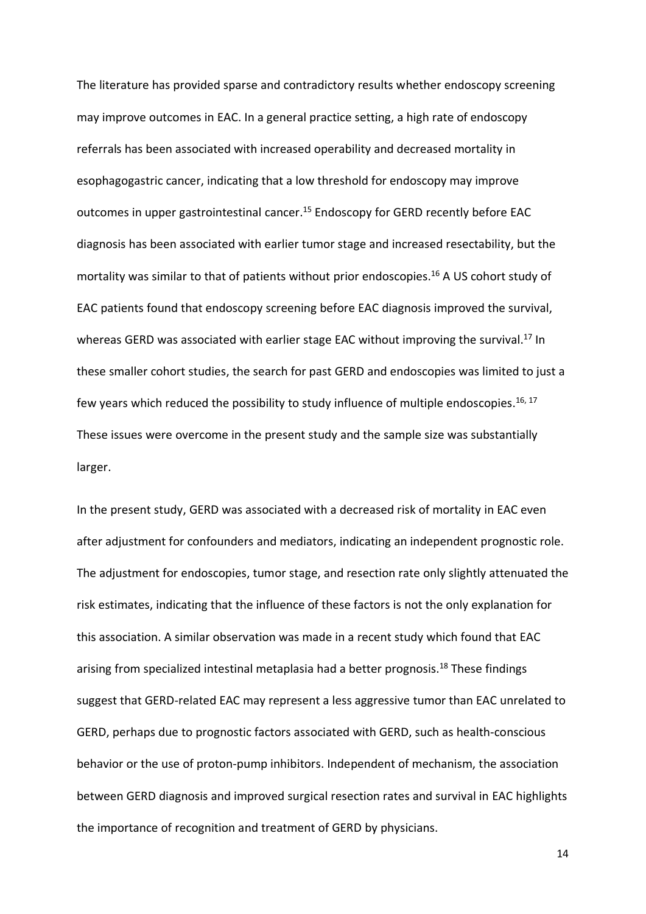The literature has provided sparse and contradictory results whether endoscopy screening may improve outcomes in EAC. In a general practice setting, a high rate of endoscopy referrals has been associated with increased operability and decreased mortality in esophagogastric cancer, indicating that a low threshold for endoscopy may improve outcomes in upper gastrointestinal cancer.[15] Endoscopy for GERD recently before EAC diagnosis has been associated with earlier tumor stage and increased resectability, but the mortality was similar to that of patients without prior endoscopies.[16] A US cohort study of EAC patients found that endoscopy screening before EAC diagnosis improved the survival, whereas GERD was associated with earlier stage EAC without improving the survival.[17] In these smaller cohort studies, the search for past GERD and endoscopies was limited to just a few years which reduced the possibility to study influence of multiple endoscopies.[16, 17] These issues were overcome in the present study and the sample size was substantially larger.

In the present study, GERD was associated with a decreased risk of mortality in EAC even after adjustment for confounders and mediators, indicating an independent prognostic role. The adjustment for endoscopies, tumor stage, and resection rate only slightly attenuated the risk estimates, indicating that the influence of these factors is not the only explanation for this association. A similar observation was made in a recent study which found that EAC arising from specialized intestinal metaplasia had a better prognosis.[18] These findings suggest that GERD-related EAC may represent a less aggressive tumor than EAC unrelated to GERD, perhaps due to prognostic factors associated with GERD, such as health-conscious behavior or the use of proton-pump inhibitors. Independent of mechanism, the association between GERD diagnosis and improved surgical resection rates and survival in EAC highlights the importance of recognition and treatment of GERD by physicians.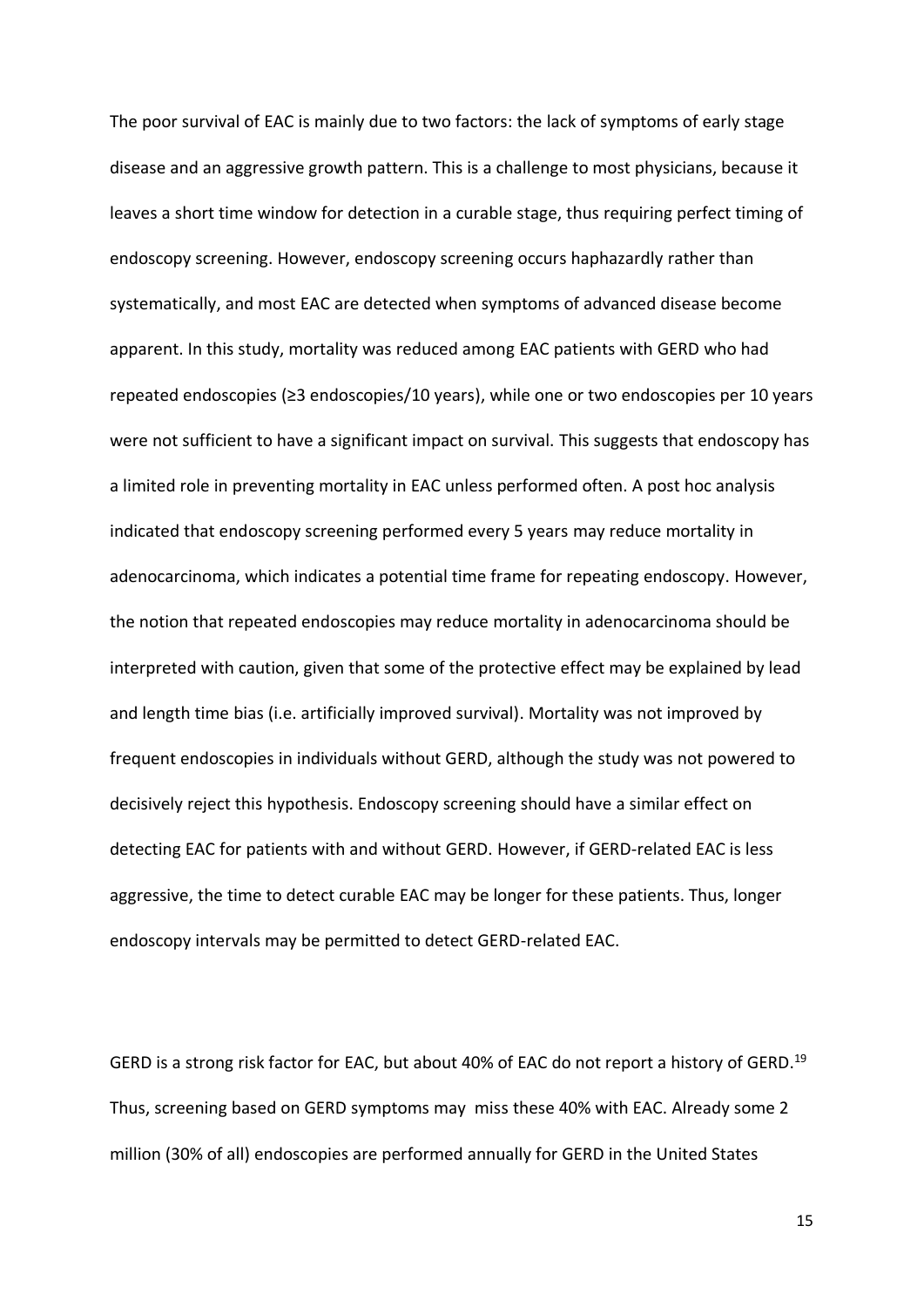The poor survival of EAC is mainly due to two factors: the lack of symptoms of early stage disease and an aggressive growth pattern. This is a challenge to most physicians, because it leaves a short time window for detection in a curable stage, thus requiring perfect timing of endoscopy screening. However, endoscopy screening occurs haphazardly rather than systematically, and most EAC are detected when symptoms of advanced disease become apparent. In this study, mortality was reduced among EAC patients with GERD who had repeated endoscopies (≥3 endoscopies/10 years), while one or two endoscopies per 10 years were not sufficient to have a significant impact on survival. This suggests that endoscopy has a limited role in preventing mortality in EAC unless performed often. A post hoc analysis indicated that endoscopy screening performed every 5 years may reduce mortality in adenocarcinoma, which indicates a potential time frame for repeating endoscopy. However, the notion that repeated endoscopies may reduce mortality in adenocarcinoma should be interpreted with caution, given that some of the protective effect may be explained by lead and length time bias (i.e. artificially improved survival). Mortality was not improved by frequent endoscopies in individuals without GERD, although the study was not powered to decisively reject this hypothesis. Endoscopy screening should have a similar effect on detecting EAC for patients with and without GERD. However, if GERD-related EAC is less aggressive, the time to detect curable EAC may be longer for these patients. Thus, longer endoscopy intervals may be permitted to detect GERD-related EAC.

GERD is a strong risk factor for EAC, but about 40% of EAC do not report a history of GERD.[19] Thus, screening based on GERD symptoms may miss these 40% with EAC. Already some 2 million (30% of all) endoscopies are performed annually for GERD in the United States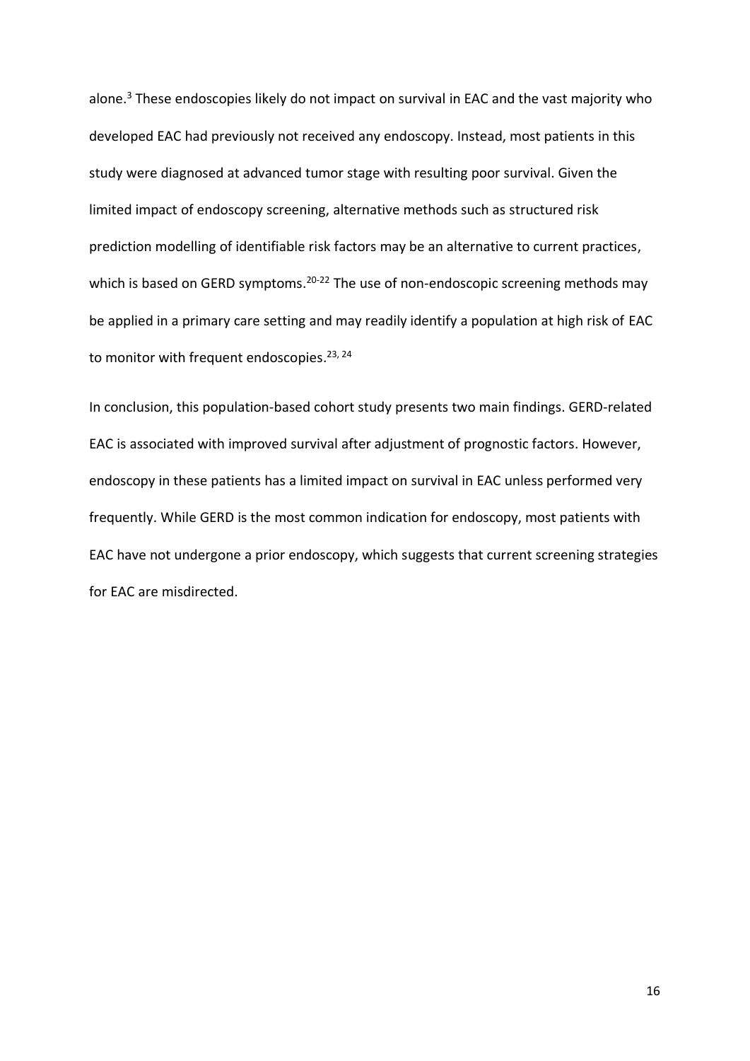alone.[3] These endoscopies likely do not impact on survival in EAC and the vast majority who developed EAC had previously not received any endoscopy. Instead, most patients in this study were diagnosed at advanced tumor stage with resulting poor survival. Given the limited impact of endoscopy screening, alternative methods such as structured risk prediction modelling of identifiable risk factors may be an alternative to current practices, which is based on GERD symptoms.[20-22] The use of non-endoscopic screening methods may be applied in a primary care setting and may readily identify a population at high risk of EAC to monitor with frequent endoscopies.[23, 24]

In conclusion, this population-based cohort study presents two main findings. GERD-related EAC is associated with improved survival after adjustment of prognostic factors. However, endoscopy in these patients has a limited impact on survival in EAC unless performed very frequently. While GERD is the most common indication for endoscopy, most patients with EAC have not undergone a prior endoscopy, which suggests that current screening strategies for EAC are misdirected.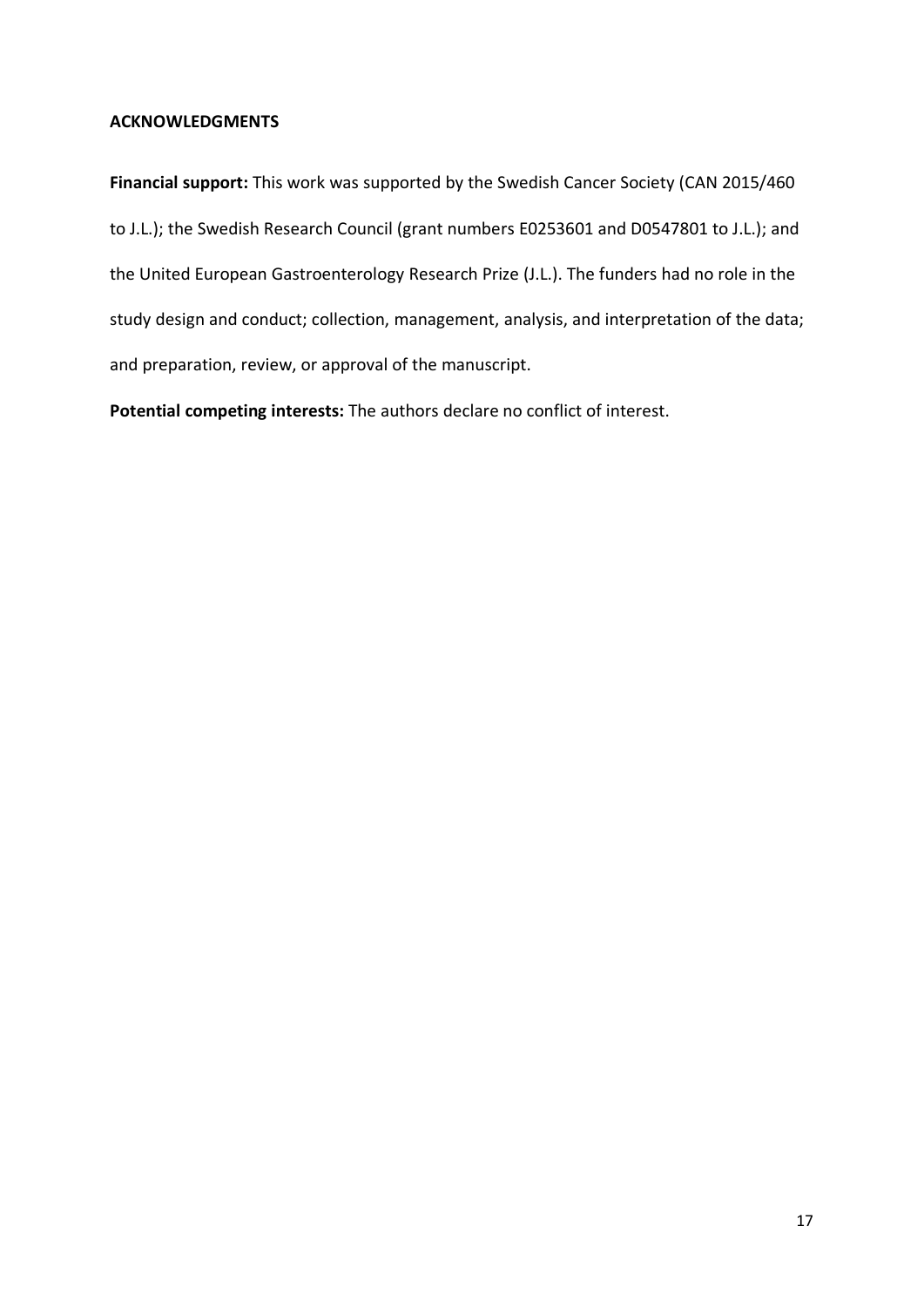## ACKNOWLEDGMENTS

**Financial support:** This work was supported by the Swedish Cancer Society (CAN 2015/460 to J.L.); the Swedish Research Council (grant numbers E0253601 and D0547801 to J.L.); and the United European Gastroenterology Research Prize (J.L.). The funders had no role in the study design and conduct; collection, management, analysis, and interpretation of the data; and preparation, review, or approval of the manuscript.

**Potential competing interests:** The authors declare no conflict of interest.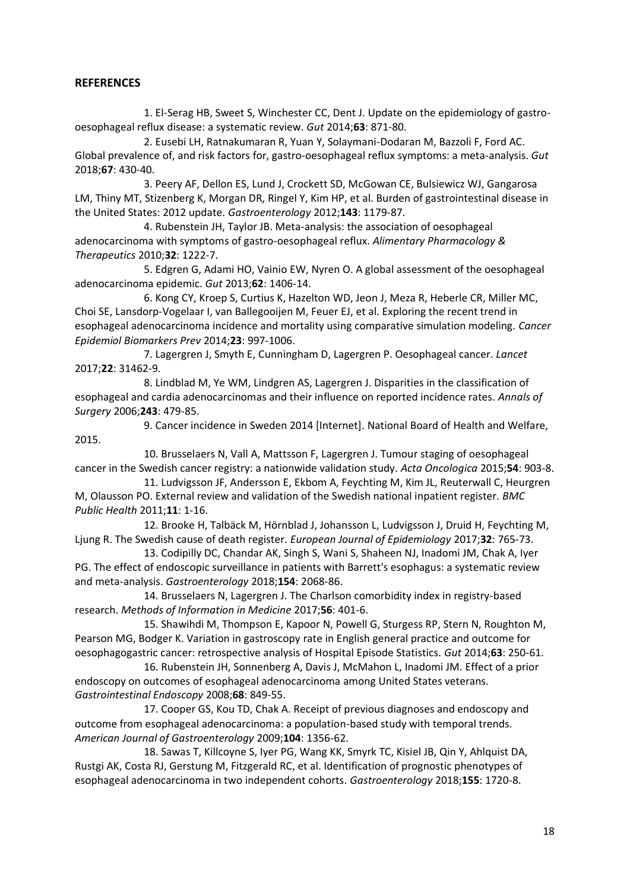## REFERENCES

1. El-Serag HB, Sweet S, Winchester CC, Dent J. Update on the epidemiology of gastro-oesophageal reflux disease: a systematic review. *Gut* 2014;**63**: 871-80.

2. Eusebi LH, Ratnakumaran R, Yuan Y, Solaymani-Dodaran M, Bazzoli F, Ford AC. Global prevalence of, and risk factors for, gastro-oesophageal reflux symptoms: a meta-analysis. *Gut* 2018;**67**: 430-40.

3. Peery AF, Dellon ES, Lund J, Crockett SD, McGowan CE, Bulsiewicz WJ, Gangarosa LM, Thiny MT, Stizenberg K, Morgan DR, Ringel Y, Kim HP, et al. Burden of gastrointestinal disease in the United States: 2012 update. *Gastroenterology* 2012;**143**: 1179-87.

4. Rubenstein JH, Taylor JB. Meta-analysis: the association of oesophageal adenocarcinoma with symptoms of gastro-oesophageal reflux. *Alimentary Pharmacology & Therapeutics* 2010;**32**: 1222-7.

5. Edgren G, Adami HO, Vainio EW, Nyren O. A global assessment of the oesophageal adenocarcinoma epidemic. *Gut* 2013;**62**: 1406-14.

6. Kong CY, Kroep S, Curtius K, Hazelton WD, Jeon J, Meza R, Heberle CR, Miller MC, Choi SE, Lansdorp-Vogelaar I, van Ballegooijen M, Feuer EJ, et al. Exploring the recent trend in esophageal adenocarcinoma incidence and mortality using comparative simulation modeling. *Cancer Epidemiol Biomarkers Prev* 2014;**23**: 997-1006.

7. Lagergren J, Smyth E, Cunningham D, Lagergren P. Oesophageal cancer. *Lancet* 2017;**22**: 31462-9.

8. Lindblad M, Ye WM, Lindgren AS, Lagergren J. Disparities in the classification of esophageal and cardia adenocarcinomas and their influence on reported incidence rates. *Annals of Surgery* 2006;**243**: 479-85.

9. Cancer incidence in Sweden 2014 [Internet]. National Board of Health and Welfare, 2015.

10. Brusselaers N, Vall A, Mattsson F, Lagergren J. Tumour staging of oesophageal cancer in the Swedish cancer registry: a nationwide validation study. *Acta Oncologica* 2015;**54**: 903-8.

11. Ludvigsson JF, Andersson E, Ekbom A, Feychting M, Kim JL, Reuterwall C, Heurgren M, Olausson PO. External review and validation of the Swedish national inpatient register. *BMC Public Health* 2011;**11**: 1-16.

12. Brooke H, Talbäck M, Hörnblad J, Johansson L, Ludvigsson J, Druid H, Feychting M, Ljung R. The Swedish cause of death register. *European Journal of Epidemiology* 2017;**32**: 765-73.

13. Codipilly DC, Chandar AK, Singh S, Wani S, Shaheen NJ, Inadomi JM, Chak A, Iyer PG. The effect of endoscopic surveillance in patients with Barrett's esophagus: a systematic review and meta-analysis. *Gastroenterology* 2018;**154**: 2068-86.

14. Brusselaers N, Lagergren J. The Charlson comorbidity index in registry-based research. *Methods of Information in Medicine* 2017;**56**: 401-6.

15. Shawihdi M, Thompson E, Kapoor N, Powell G, Sturgess RP, Stern N, Roughton M, Pearson MG, Bodger K. Variation in gastroscopy rate in English general practice and outcome for oesophagogastric cancer: retrospective analysis of Hospital Episode Statistics. *Gut* 2014;**63**: 250-61.

16. Rubenstein JH, Sonnenberg A, Davis J, McMahon L, Inadomi JM. Effect of a prior endoscopy on outcomes of esophageal adenocarcinoma among United States veterans. *Gastrointestinal Endoscopy* 2008;**68**: 849-55.

17. Cooper GS, Kou TD, Chak A. Receipt of previous diagnoses and endoscopy and outcome from esophageal adenocarcinoma: a population-based study with temporal trends. *American Journal of Gastroenterology* 2009;**104**: 1356-62.

18. Sawas T, Killcoyne S, Iyer PG, Wang KK, Smyrk TC, Kisiel JB, Qin Y, Ahlquist DA, Rustgi AK, Costa RJ, Gerstung M, Fitzgerald RC, et al. Identification of prognostic phenotypes of esophageal adenocarcinoma in two independent cohorts. *Gastroenterology* 2018;**155**: 1720-8.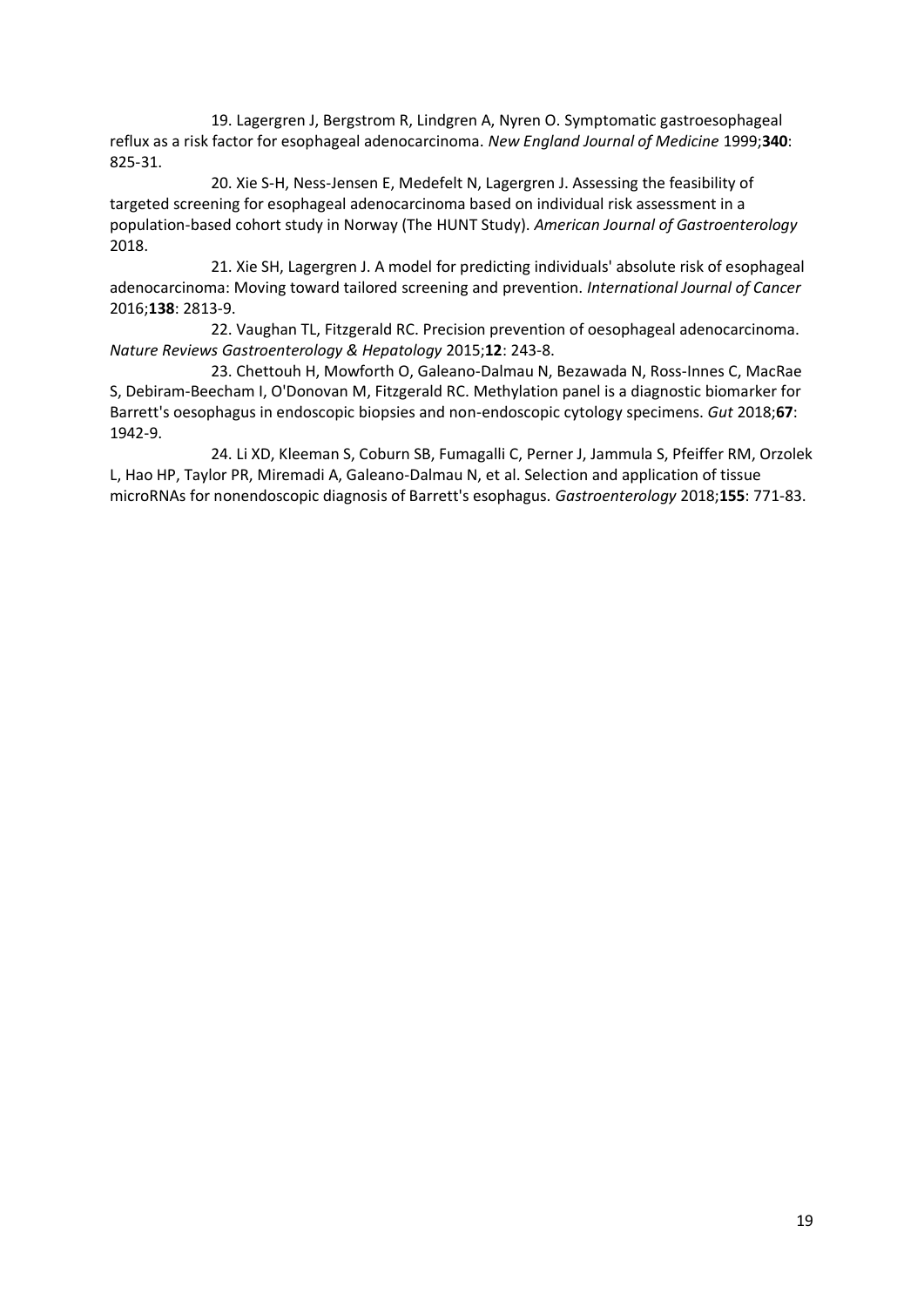19. Lagergren J, Bergstrom R, Lindgren A, Nyren O. Symptomatic gastroesophageal reflux as a risk factor for esophageal adenocarcinoma. *New England Journal of Medicine* 1999;**340**: 825-31.

20. Xie S-H, Ness-Jensen E, Medefelt N, Lagergren J. Assessing the feasibility of targeted screening for esophageal adenocarcinoma based on individual risk assessment in a population-based cohort study in Norway (The HUNT Study). *American Journal of Gastroenterology* 2018.

21. Xie SH, Lagergren J. A model for predicting individuals' absolute risk of esophageal adenocarcinoma: Moving toward tailored screening and prevention. *International Journal of Cancer* 2016;**138**: 2813-9.

22. Vaughan TL, Fitzgerald RC. Precision prevention of oesophageal adenocarcinoma. *Nature Reviews Gastroenterology & Hepatology* 2015;**12**: 243-8.

23. Chettouh H, Mowforth O, Galeano-Dalmau N, Bezawada N, Ross-Innes C, MacRae S, Debiram-Beecham I, O'Donovan M, Fitzgerald RC. Methylation panel is a diagnostic biomarker for Barrett's oesophagus in endoscopic biopsies and non-endoscopic cytology specimens. *Gut* 2018;**67**: 1942-9.

24. Li XD, Kleeman S, Coburn SB, Fumagalli C, Perner J, Jammula S, Pfeiffer RM, Orzolek L, Hao HP, Taylor PR, Miremadi A, Galeano-Dalmau N, et al. Selection and application of tissue microRNAs for nonendoscopic diagnosis of Barrett's esophagus. *Gastroenterology* 2018;**155**: 771-83.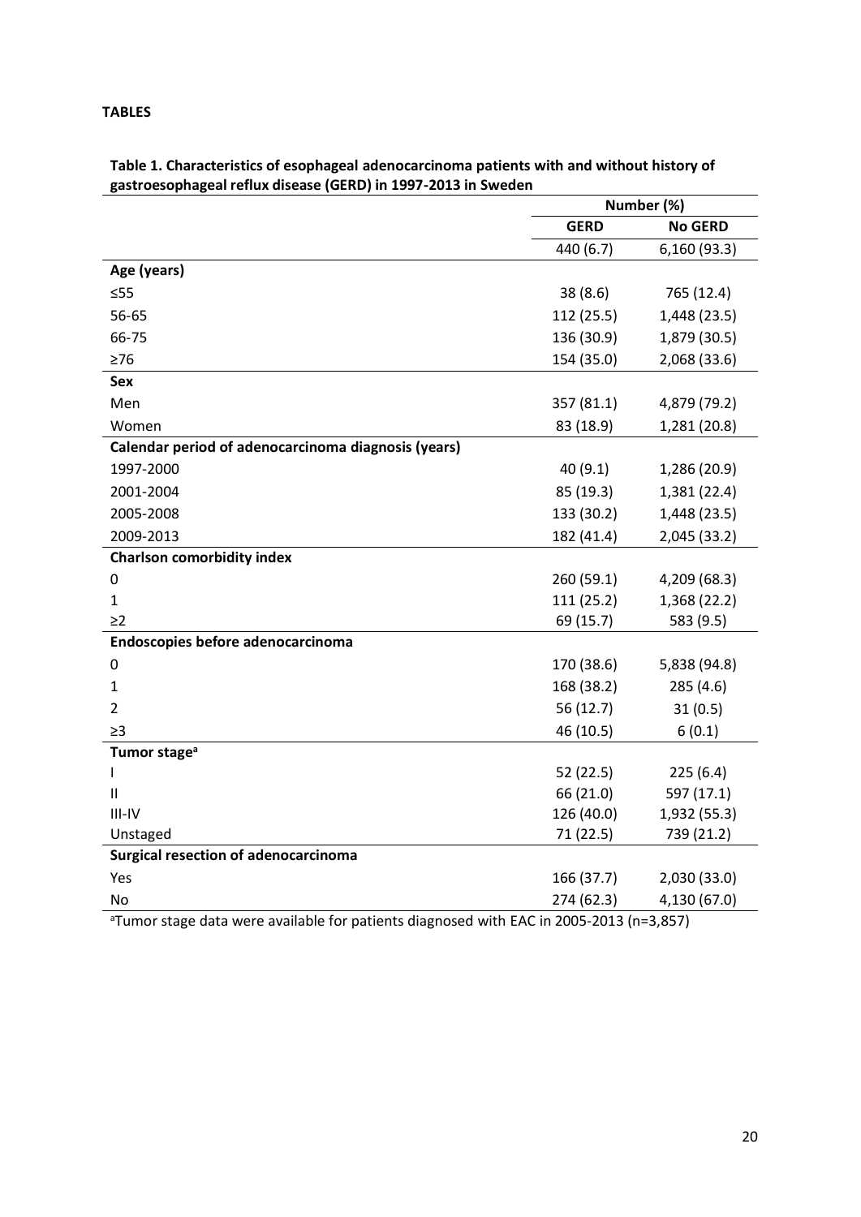**TABLES**

**Table 1. Characteristics of esophageal adenocarcinoma patients with and without history of gastroesophageal reflux disease (GERD) in 1997-2013 in Sweden**

| | Number (%) | |
|---|---|---|
| | **GERD** | **No GERD** |
| | 440 (6.7) | 6,160 (93.3) |
| **Age (years)** | | |
| ≤55 | 38 (8.6) | 765 (12.4) |
| 56-65 | 112 (25.5) | 1,448 (23.5) |
| 66-75 | 136 (30.9) | 1,879 (30.5) |
| ≥76 | 154 (35.0) | 2,068 (33.6) |
| **Sex** | | |
| Men | 357 (81.1) | 4,879 (79.2) |
| Women | 83 (18.9) | 1,281 (20.8) |
| **Calendar period of adenocarcinoma diagnosis (years)** | | |
| 1997-2000 | 40 (9.1) | 1,286 (20.9) |
| 2001-2004 | 85 (19.3) | 1,381 (22.4) |
| 2005-2008 | 133 (30.2) | 1,448 (23.5) |
| 2009-2013 | 182 (41.4) | 2,045 (33.2) |
| **Charlson comorbidity index** | | |
| 0 | 260 (59.1) | 4,209 (68.3) |
| 1 | 111 (25.2) | 1,368 (22.2) |
| ≥2 | 69 (15.7) | 583 (9.5) |
| **Endoscopies before adenocarcinoma** | | |
| 0 | 170 (38.6) | 5,838 (94.8) |
| 1 | 168 (38.2) | 285 (4.6) |
| 2 | 56 (12.7) | 31 (0.5) |
| ≥3 | 46 (10.5) | 6 (0.1) |
| **Tumor stage[a]** | | |
| I | 52 (22.5) | 225 (6.4) |
| II | 66 (21.0) | 597 (17.1) |
| III-IV | 126 (40.0) | 1,932 (55.3) |
| Unstaged | 71 (22.5) | 739 (21.2) |
| **Surgical resection of adenocarcinoma** | | |
| Yes | 166 (37.7) | 2,030 (33.0) |
| No | 274 (62.3) | 4,130 (67.0) |

[a]Tumor stage data were available for patients diagnosed with EAC in 2005-2013 (n=3,857)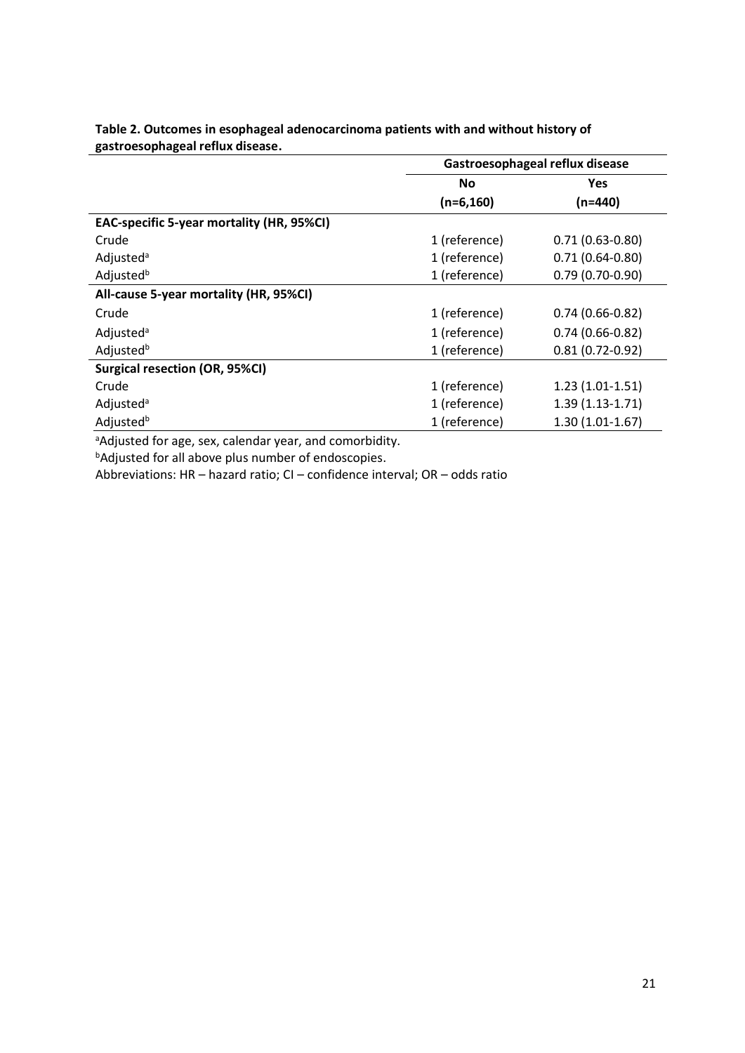**Table 2. Outcomes in esophageal adenocarcinoma patients with and without history of gastroesophageal reflux disease.**

| | Gastroesophageal reflux disease | |
|---|---|---|
| | **No** | **Yes** |
| | **(n=6,160)** | **(n=440)** |
| **EAC-specific 5-year mortality (HR, 95%CI)** | | |
| Crude | 1 (reference) | 0.71 (0.63-0.80) |
| Adjusted[a] | 1 (reference) | 0.71 (0.64-0.80) |
| Adjusted[b] | 1 (reference) | 0.79 (0.70-0.90) |
| **All-cause 5-year mortality (HR, 95%CI)** | | |
| Crude | 1 (reference) | 0.74 (0.66-0.82) |
| Adjusted[a] | 1 (reference) | 0.74 (0.66-0.82) |
| Adjusted[b] | 1 (reference) | 0.81 (0.72-0.92) |
| **Surgical resection (OR, 95%CI)** | | |
| Crude | 1 (reference) | 1.23 (1.01-1.51) |
| Adjusted[a] | 1 (reference) | 1.39 (1.13-1.71) |
| Adjusted[b] | 1 (reference) | 1.30 (1.01-1.67) |

[a]Adjusted for age, sex, calendar year, and comorbidity.

[b]Adjusted for all above plus number of endoscopies.

Abbreviations: HR – hazard ratio; CI – confidence interval; OR – odds ratio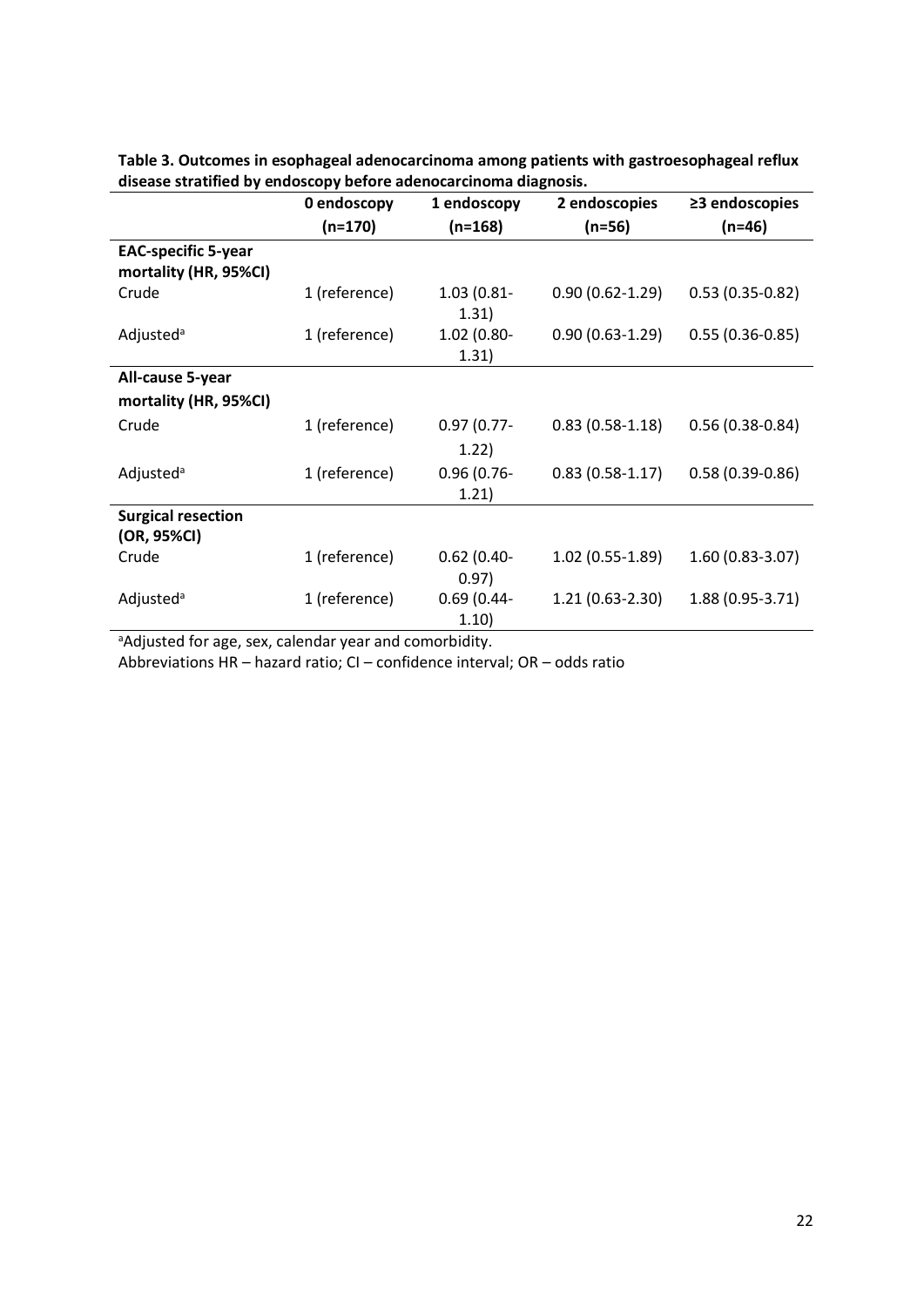**Table 3. Outcomes in esophageal adenocarcinoma among patients with gastroesophageal reflux disease stratified by endoscopy before adenocarcinoma diagnosis.**

| | 0 endoscopy (n=170) | 1 endoscopy (n=168) | 2 endoscopies (n=56) | ≥3 endoscopies (n=46) |
|---|---|---|---|---|
| **EAC-specific 5-year mortality (HR, 95%CI)** | | | | |
| Crude | 1 (reference) | 1.03 (0.81-1.31) | 0.90 (0.62-1.29) | 0.53 (0.35-0.82) |
| Adjusted[a] | 1 (reference) | 1.02 (0.80-1.31) | 0.90 (0.63-1.29) | 0.55 (0.36-0.85) |
| **All-cause 5-year mortality (HR, 95%CI)** | | | | |
| Crude | 1 (reference) | 0.97 (0.77-1.22) | 0.83 (0.58-1.18) | 0.56 (0.38-0.84) |
| Adjusted[a] | 1 (reference) | 0.96 (0.76-1.21) | 0.83 (0.58-1.17) | 0.58 (0.39-0.86) |
| **Surgical resection (OR, 95%CI)** | | | | |
| Crude | 1 (reference) | 0.62 (0.40-0.97) | 1.02 (0.55-1.89) | 1.60 (0.83-3.07) |
| Adjusted[a] | 1 (reference) | 0.69 (0.44-1.10) | 1.21 (0.63-2.30) | 1.88 (0.95-3.71) |

[a]Adjusted for age, sex, calendar year and comorbidity.

Abbreviations HR – hazard ratio; CI – confidence interval; OR – odds ratio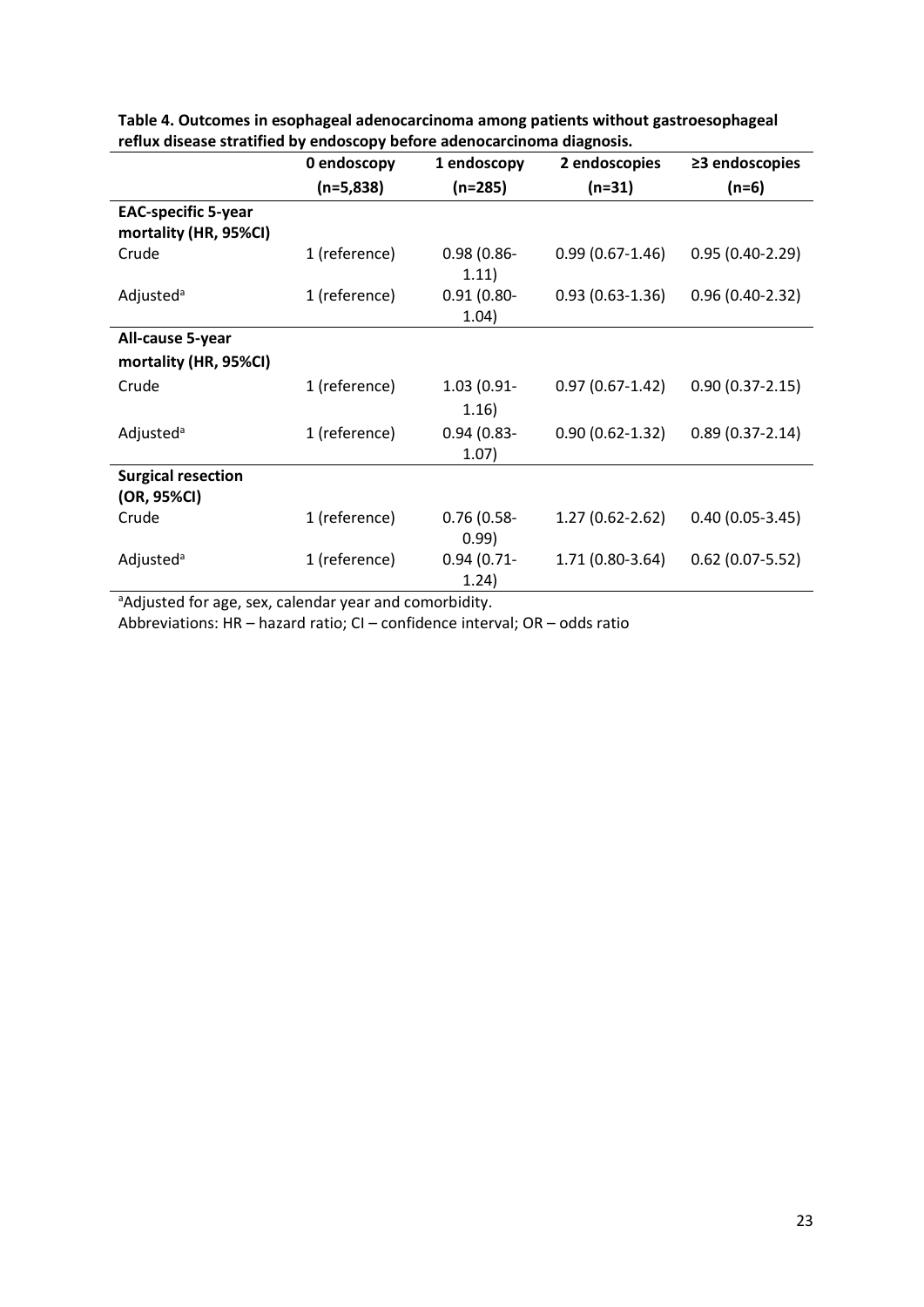**Table 4. Outcomes in esophageal adenocarcinoma among patients without gastroesophageal reflux disease stratified by endoscopy before adenocarcinoma diagnosis.**

| | 0 endoscopy (n=5,838) | 1 endoscopy (n=285) | 2 endoscopies (n=31) | ≥3 endoscopies (n=6) |
|---|---|---|---|---|
| **EAC-specific 5-year mortality (HR, 95%CI)** | | | | |
| Crude | 1 (reference) | 0.98 (0.86-1.11) | 0.99 (0.67-1.46) | 0.95 (0.40-2.29) |
| Adjusted[a] | 1 (reference) | 0.91 (0.80-1.04) | 0.93 (0.63-1.36) | 0.96 (0.40-2.32) |
| **All-cause 5-year mortality (HR, 95%CI)** | | | | |
| Crude | 1 (reference) | 1.03 (0.91-1.16) | 0.97 (0.67-1.42) | 0.90 (0.37-2.15) |
| Adjusted[a] | 1 (reference) | 0.94 (0.83-1.07) | 0.90 (0.62-1.32) | 0.89 (0.37-2.14) |
| **Surgical resection (OR, 95%CI)** | | | | |
| Crude | 1 (reference) | 0.76 (0.58-0.99) | 1.27 (0.62-2.62) | 0.40 (0.05-3.45) |
| Adjusted[a] | 1 (reference) | 0.94 (0.71-1.24) | 1.71 (0.80-3.64) | 0.62 (0.07-5.52) |

[a]Adjusted for age, sex, calendar year and comorbidity.

Abbreviations: HR – hazard ratio; CI – confidence interval; OR – odds ratio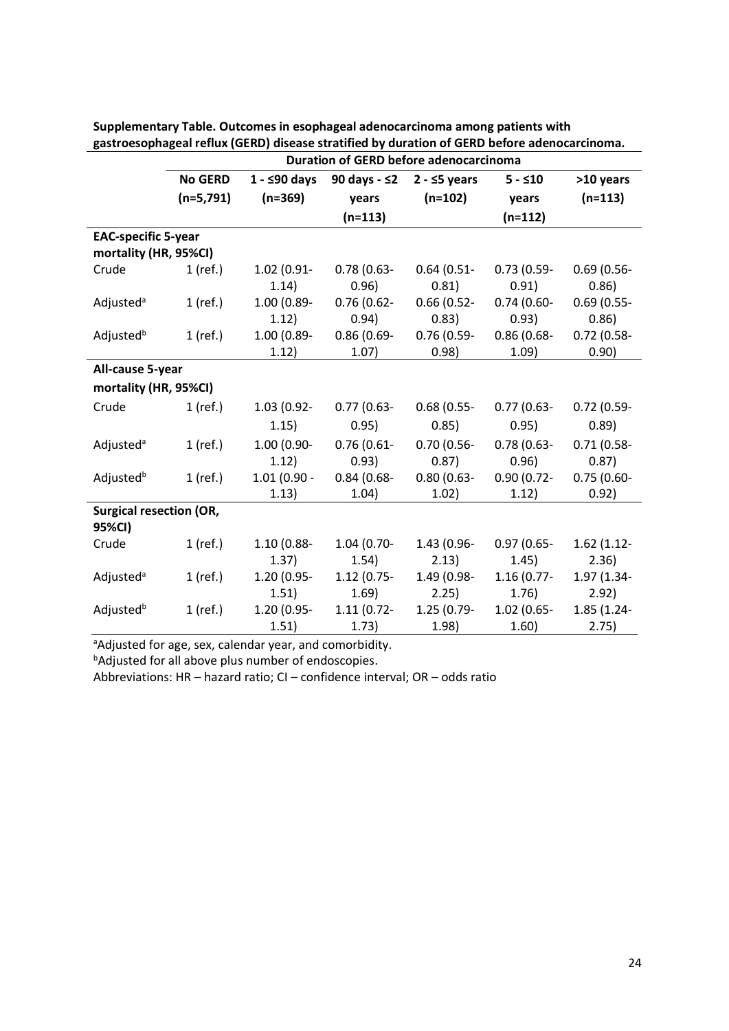**Supplementary Table. Outcomes in esophageal adenocarcinoma among patients with gastroesophageal reflux (GERD) disease stratified by duration of GERD before adenocarcinoma.**

| | Duration of GERD before adenocarcinoma | | | | | |
|---|---|---|---|---|---|---|
| | **No GERD (n=5,791)** | **1 - ≤90 days (n=369)** | **90 days - ≤2 years (n=113)** | **2 - ≤5 years (n=102)** | **5 - ≤10 years (n=112)** | **>10 years (n=113)** |
| **EAC-specific 5-year mortality (HR, 95%CI)** | | | | | | |
| Crude | 1 (ref.) | 1.02 (0.91-1.14) | 0.78 (0.63-0.96) | 0.64 (0.51-0.81) | 0.73 (0.59-0.91) | 0.69 (0.56-0.86) |
| Adjusted[a] | 1 (ref.) | 1.00 (0.89-1.12) | 0.76 (0.62-0.94) | 0.66 (0.52-0.83) | 0.74 (0.60-0.93) | 0.69 (0.55-0.86) |
| Adjusted[b] | 1 (ref.) | 1.00 (0.89-1.12) | 0.86 (0.69-1.07) | 0.76 (0.59-0.98) | 0.86 (0.68-1.09) | 0.72 (0.58-0.90) |
| **All-cause 5-year mortality (HR, 95%CI)** | | | | | | |
| Crude | 1 (ref.) | 1.03 (0.92-1.15) | 0.77 (0.63-0.95) | 0.68 (0.55-0.85) | 0.77 (0.63-0.95) | 0.72 (0.59-0.89) |
| Adjusted[a] | 1 (ref.) | 1.00 (0.90-1.12) | 0.76 (0.61-0.93) | 0.70 (0.56-0.87) | 0.78 (0.63-0.96) | 0.71 (0.58-0.87) |
| Adjusted[b] | 1 (ref.) | 1.01 (0.90 - 1.13) | 0.84 (0.68-1.04) | 0.80 (0.63-1.02) | 0.90 (0.72-1.12) | 0.75 (0.60-0.92) |
| **Surgical resection (OR, 95%CI)** | | | | | | |
| Crude | 1 (ref.) | 1.10 (0.88-1.37) | 1.04 (0.70-1.54) | 1.43 (0.96-2.13) | 0.97 (0.65-1.45) | 1.62 (1.12-2.36) |
| Adjusted[a] | 1 (ref.) | 1.20 (0.95-1.51) | 1.12 (0.75-1.69) | 1.49 (0.98-2.25) | 1.16 (0.77-1.76) | 1.97 (1.34-2.92) |
| Adjusted[b] | 1 (ref.) | 1.20 (0.95-1.51) | 1.11 (0.72-1.73) | 1.25 (0.79-1.98) | 1.02 (0.65-1.60) | 1.85 (1.24-2.75) |

[a]Adjusted for age, sex, calendar year, and comorbidity.

[b]Adjusted for all above plus number of endoscopies.

Abbreviations: HR – hazard ratio; CI – confidence interval; OR – odds ratio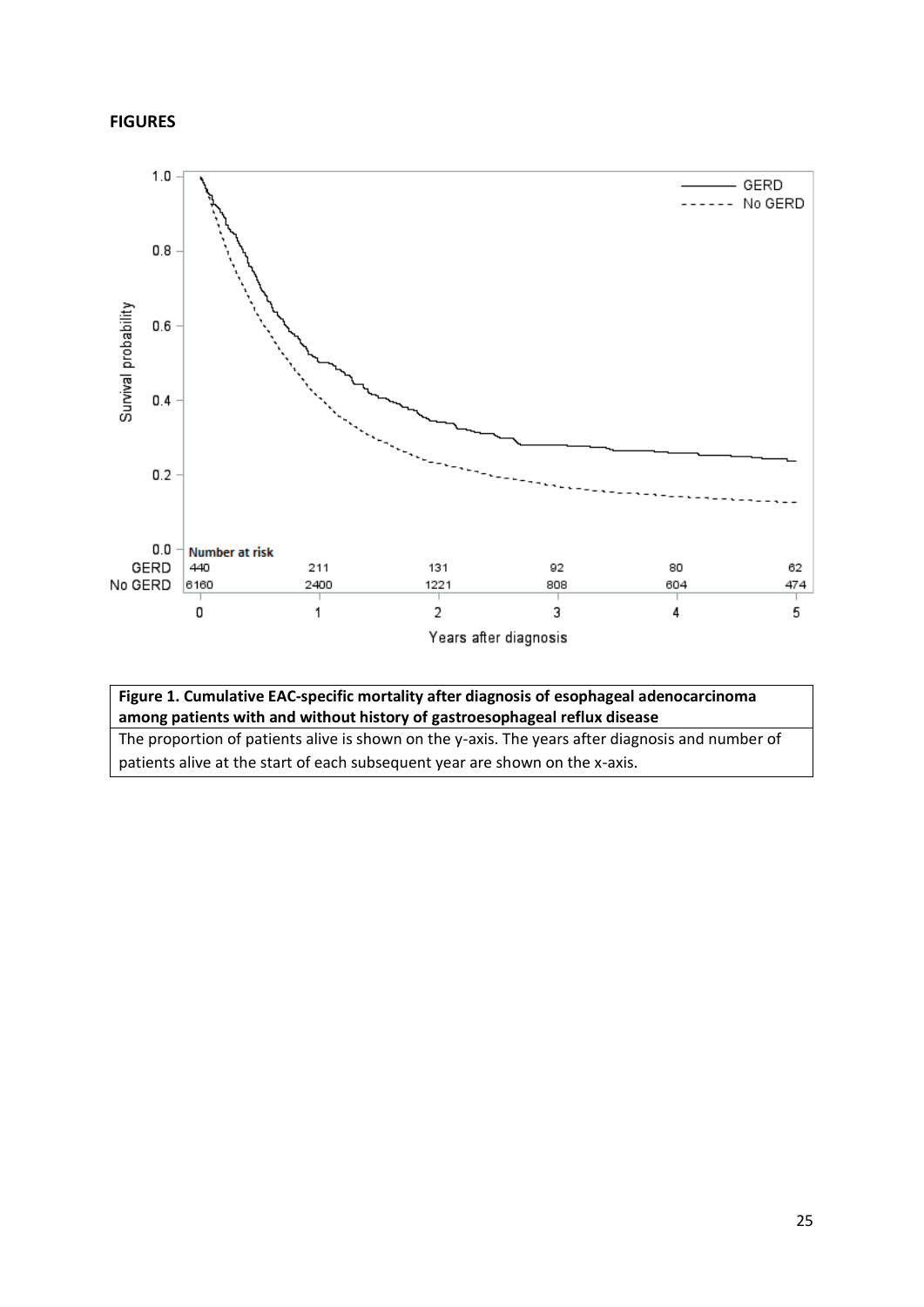**FIGURES**

| Number at risk | 0 | 1 | 2 | 3 | 4 | 5 |
|---|---|---|---|---|---|---|
| GERD | 440 | 211 | 131 | 92 | 80 | 62 |
| No GERD | 6160 | 2400 | 1221 | 808 | 604 | 474 |

**Figure 1. Cumulative EAC-specific mortality after diagnosis of esophageal adenocarcinoma among patients with and without history of gastroesophageal reflux disease**

The proportion of patients alive is shown on the y-axis. The years after diagnosis and number of patients alive at the start of each subsequent year are shown on the x-axis.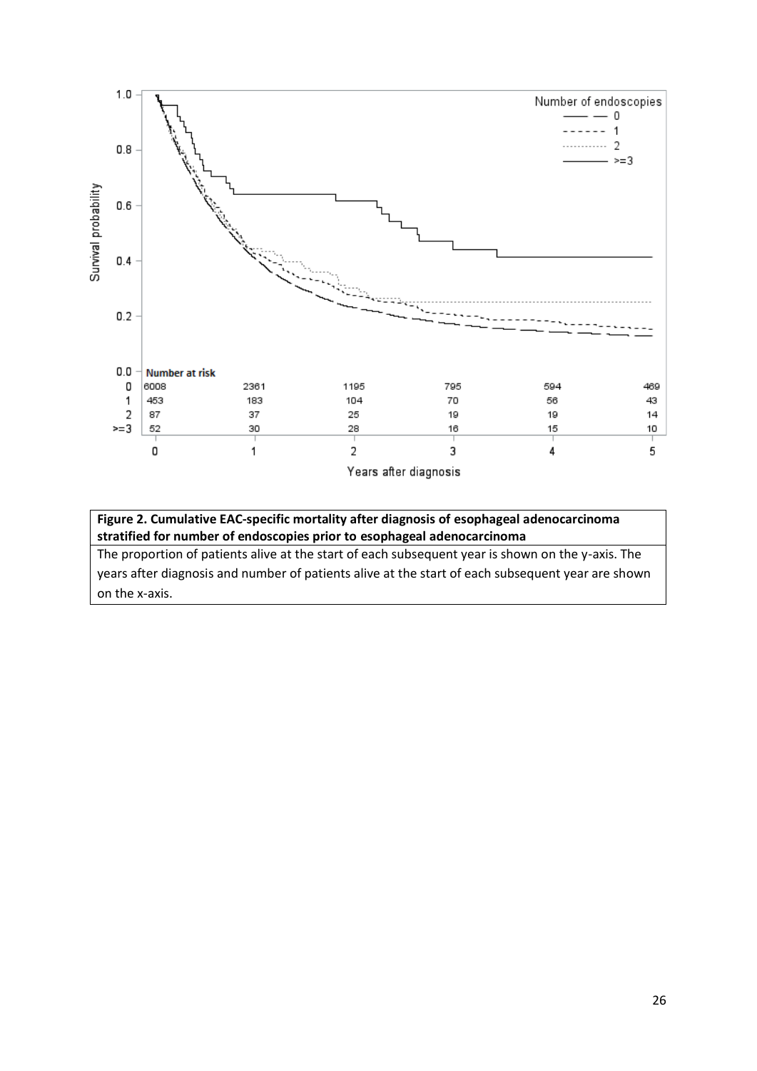Number of endoscopies
0
1
2
>=3

Survival probability
1.0
0.8
0.6
0.4
0.2
0.0

Number at risk
0 6008 2361 1195 795 594 469
1 453 183 104 70 56 43
2 87 37 25 19 19 14
>=3 52 30 28 16 15 10

0 1 2 3 4 5
Years after diagnosis

**Figure 2. Cumulative EAC-specific mortality after diagnosis of esophageal adenocarcinoma stratified for number of endoscopies prior to esophageal adenocarcinoma**

The proportion of patients alive at the start of each subsequent year is shown on the y-axis. The years after diagnosis and number of patients alive at the start of each subsequent year are shown on the x-axis.